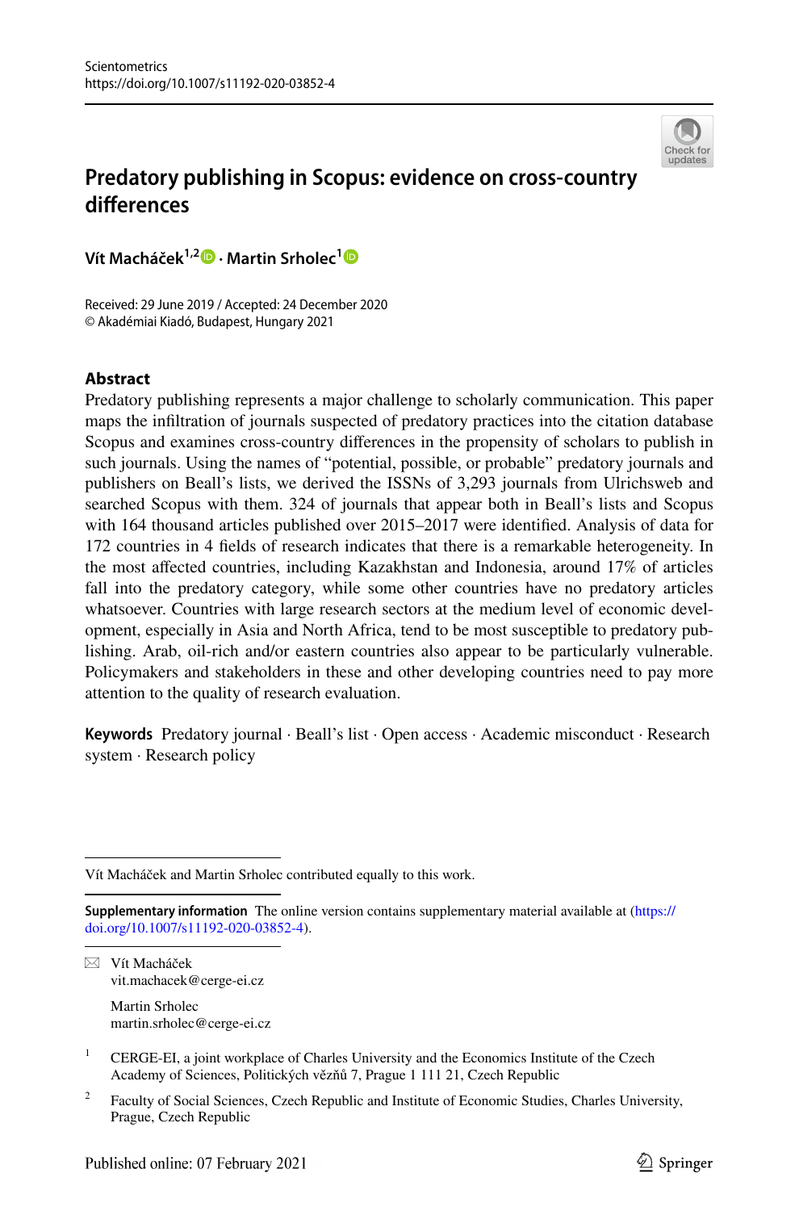# Predatory publishing in Scopus: evidence on cross-country differences

**Vít Macháček**[1,2] · **Martin Srholec**[1]

Received: 29 June 2019 / Accepted: 24 December 2020
© Akadémiai Kiadó, Budapest, Hungary 2021

## Abstract

Predatory publishing represents a major challenge to scholarly communication. This paper maps the infiltration of journals suspected of predatory practices into the citation database Scopus and examines cross-country differences in the propensity of scholars to publish in such journals. Using the names of "potential, possible, or probable" predatory journals and publishers on Beall's lists, we derived the ISSNs of 3,293 journals from Ulrichsweb and searched Scopus with them. 324 of journals that appear both in Beall's lists and Scopus with 164 thousand articles published over 2015–2017 were identified. Analysis of data for 172 countries in 4 fields of research indicates that there is a remarkable heterogeneity. In the most affected countries, including Kazakhstan and Indonesia, around 17% of articles fall into the predatory category, while some other countries have no predatory articles whatsoever. Countries with large research sectors at the medium level of economic development, especially in Asia and North Africa, tend to be most susceptible to predatory publishing. Arab, oil-rich and/or eastern countries also appear to be particularly vulnerable. Policymakers and stakeholders in these and other developing countries need to pay more attention to the quality of research evaluation.

**Keywords** Predatory journal · Beall's list · Open access · Academic misconduct · Research system · Research policy

---

Vít Macháček and Martin Srholec contributed equally to this work.

**Supplementary information** The online version contains supplementary material available at (https://doi.org/10.1007/s11192-020-03852-4).

✉ Vít Macháček
vit.machacek@cerge-ei.cz

Martin Srholec
martin.srholec@cerge-ei.cz

[1] CERGE-EI, a joint workplace of Charles University and the Economics Institute of the Czech Academy of Sciences, Politických vězňů 7, Prague 1 111 21, Czech Republic

[2] Faculty of Social Sciences, Czech Republic and Institute of Economic Studies, Charles University, Prague, Czech Republic

Published online: 07 February 2021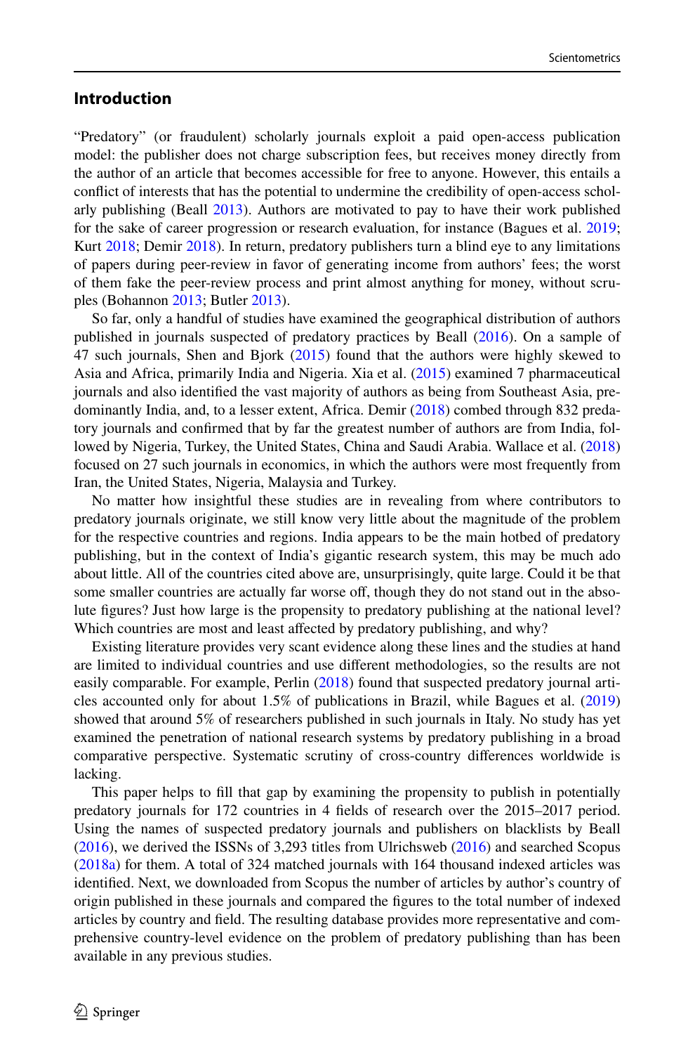## Introduction

"Predatory" (or fraudulent) scholarly journals exploit a paid open-access publication model: the publisher does not charge subscription fees, but receives money directly from the author of an article that becomes accessible for free to anyone. However, this entails a conflict of interests that has the potential to undermine the credibility of open-access scholarly publishing (Beall 2013). Authors are motivated to pay to have their work published for the sake of career progression or research evaluation, for instance (Bagues et al. 2019; Kurt 2018; Demir 2018). In return, predatory publishers turn a blind eye to any limitations of papers during peer-review in favor of generating income from authors' fees; the worst of them fake the peer-review process and print almost anything for money, without scruples (Bohannon 2013; Butler 2013).

So far, only a handful of studies have examined the geographical distribution of authors published in journals suspected of predatory practices by Beall (2016). On a sample of 47 such journals, Shen and Bjork (2015) found that the authors were highly skewed to Asia and Africa, primarily India and Nigeria. Xia et al. (2015) examined 7 pharmaceutical journals and also identified the vast majority of authors as being from Southeast Asia, predominantly India, and, to a lesser extent, Africa. Demir (2018) combed through 832 predatory journals and confirmed that by far the greatest number of authors are from India, followed by Nigeria, Turkey, the United States, China and Saudi Arabia. Wallace et al. (2018) focused on 27 such journals in economics, in which the authors were most frequently from Iran, the United States, Nigeria, Malaysia and Turkey.

No matter how insightful these studies are in revealing from where contributors to predatory journals originate, we still know very little about the magnitude of the problem for the respective countries and regions. India appears to be the main hotbed of predatory publishing, but in the context of India's gigantic research system, this may be much ado about little. All of the countries cited above are, unsurprisingly, quite large. Could it be that some smaller countries are actually far worse off, though they do not stand out in the absolute figures? Just how large is the propensity to predatory publishing at the national level? Which countries are most and least affected by predatory publishing, and why?

Existing literature provides very scant evidence along these lines and the studies at hand are limited to individual countries and use different methodologies, so the results are not easily comparable. For example, Perlin (2018) found that suspected predatory journal articles accounted only for about 1.5% of publications in Brazil, while Bagues et al. (2019) showed that around 5% of researchers published in such journals in Italy. No study has yet examined the penetration of national research systems by predatory publishing in a broad comparative perspective. Systematic scrutiny of cross-country differences worldwide is lacking.

This paper helps to fill that gap by examining the propensity to publish in potentially predatory journals for 172 countries in 4 fields of research over the 2015–2017 period. Using the names of suspected predatory journals and publishers on blacklists by Beall (2016), we derived the ISSNs of 3,293 titles from Ulrichsweb (2016) and searched Scopus (2018a) for them. A total of 324 matched journals with 164 thousand indexed articles was identified. Next, we downloaded from Scopus the number of articles by author's country of origin published in these journals and compared the figures to the total number of indexed articles by country and field. The resulting database provides more representative and comprehensive country-level evidence on the problem of predatory publishing than has been available in any previous studies.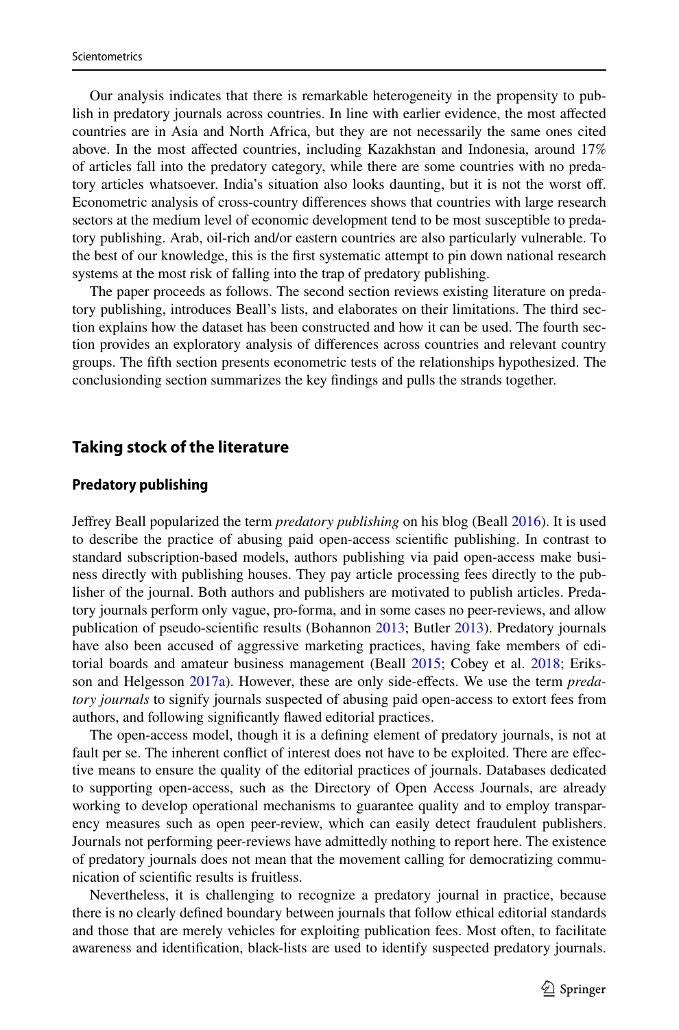Our analysis indicates that there is remarkable heterogeneity in the propensity to publish in predatory journals across countries. In line with earlier evidence, the most affected countries are in Asia and North Africa, but they are not necessarily the same ones cited above. In the most affected countries, including Kazakhstan and Indonesia, around 17% of articles fall into the predatory category, while there are some countries with no predatory articles whatsoever. India's situation also looks daunting, but it is not the worst off. Econometric analysis of cross-country differences shows that countries with large research sectors at the medium level of economic development tend to be most susceptible to predatory publishing. Arab, oil-rich and/or eastern countries are also particularly vulnerable. To the best of our knowledge, this is the first systematic attempt to pin down national research systems at the most risk of falling into the trap of predatory publishing.

The paper proceeds as follows. The second section reviews existing literature on predatory publishing, introduces Beall's lists, and elaborates on their limitations. The third section explains how the dataset has been constructed and how it can be used. The fourth section provides an exploratory analysis of differences across countries and relevant country groups. The fifth section presents econometric tests of the relationships hypothesized. The conclusionding section summarizes the key findings and pulls the strands together.

## Taking stock of the literature

### Predatory publishing

Jeffrey Beall popularized the term *predatory publishing* on his blog (Beall 2016). It is used to describe the practice of abusing paid open-access scientific publishing. In contrast to standard subscription-based models, authors publishing via paid open-access make business directly with publishing houses. They pay article processing fees directly to the publisher of the journal. Both authors and publishers are motivated to publish articles. Predatory journals perform only vague, pro-forma, and in some cases no peer-reviews, and allow publication of pseudo-scientific results (Bohannon 2013; Butler 2013). Predatory journals have also been accused of aggressive marketing practices, having fake members of editorial boards and amateur business management (Beall 2015; Cobey et al. 2018; Eriksson and Helgesson 2017a). However, these are only side-effects. We use the term *predatory journals* to signify journals suspected of abusing paid open-access to extort fees from authors, and following significantly flawed editorial practices.

The open-access model, though it is a defining element of predatory journals, is not at fault per se. The inherent conflict of interest does not have to be exploited. There are effective means to ensure the quality of the editorial practices of journals. Databases dedicated to supporting open-access, such as the Directory of Open Access Journals, are already working to develop operational mechanisms to guarantee quality and to employ transparency measures such as open peer-review, which can easily detect fraudulent publishers. Journals not performing peer-reviews have admittedly nothing to report here. The existence of predatory journals does not mean that the movement calling for democratizing communication of scientific results is fruitless.

Nevertheless, it is challenging to recognize a predatory journal in practice, because there is no clearly defined boundary between journals that follow ethical editorial standards and those that are merely vehicles for exploiting publication fees. Most often, to facilitate awareness and identification, black-lists are used to identify suspected predatory journals.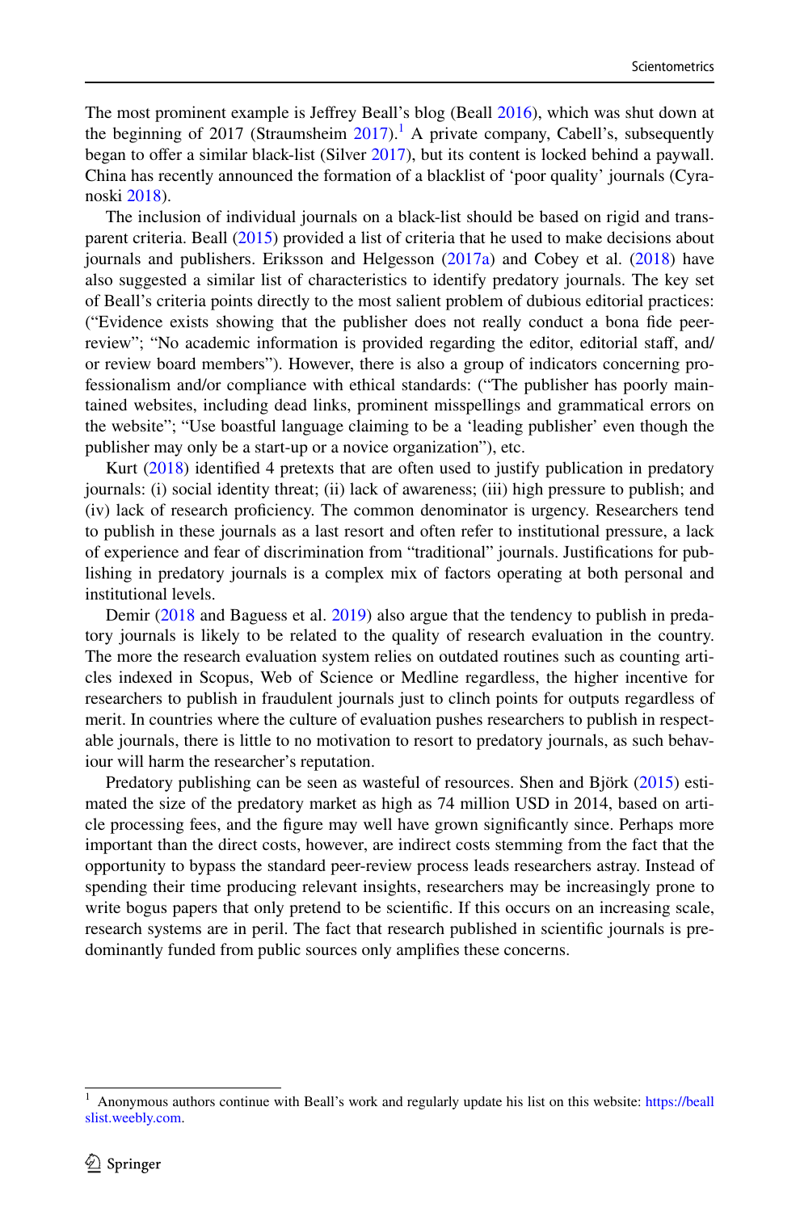The most prominent example is Jeffrey Beall's blog (Beall 2016), which was shut down at the beginning of 2017 (Straumsheim 2017).[1] A private company, Cabell's, subsequently began to offer a similar black-list (Silver 2017), but its content is locked behind a paywall. China has recently announced the formation of a blacklist of 'poor quality' journals (Cyranoski 2018).

The inclusion of individual journals on a black-list should be based on rigid and transparent criteria. Beall (2015) provided a list of criteria that he used to make decisions about journals and publishers. Eriksson and Helgesson (2017a) and Cobey et al. (2018) have also suggested a similar list of characteristics to identify predatory journals. The key set of Beall's criteria points directly to the most salient problem of dubious editorial practices: ("Evidence exists showing that the publisher does not really conduct a bona fide peer-review"; "No academic information is provided regarding the editor, editorial staff, and/or review board members"). However, there is also a group of indicators concerning professionalism and/or compliance with ethical standards: ("The publisher has poorly maintained websites, including dead links, prominent misspellings and grammatical errors on the website"; "Use boastful language claiming to be a 'leading publisher' even though the publisher may only be a start-up or a novice organization"), etc.

Kurt (2018) identified 4 pretexts that are often used to justify publication in predatory journals: (i) social identity threat; (ii) lack of awareness; (iii) high pressure to publish; and (iv) lack of research proficiency. The common denominator is urgency. Researchers tend to publish in these journals as a last resort and often refer to institutional pressure, a lack of experience and fear of discrimination from "traditional" journals. Justifications for publishing in predatory journals is a complex mix of factors operating at both personal and institutional levels.

Demir (2018 and Baguess et al. 2019) also argue that the tendency to publish in predatory journals is likely to be related to the quality of research evaluation in the country. The more the research evaluation system relies on outdated routines such as counting articles indexed in Scopus, Web of Science or Medline regardless, the higher incentive for researchers to publish in fraudulent journals just to clinch points for outputs regardless of merit. In countries where the culture of evaluation pushes researchers to publish in respectable journals, there is little to no motivation to resort to predatory journals, as such behaviour will harm the researcher's reputation.

Predatory publishing can be seen as wasteful of resources. Shen and Björk (2015) estimated the size of the predatory market as high as 74 million USD in 2014, based on article processing fees, and the figure may well have grown significantly since. Perhaps more important than the direct costs, however, are indirect costs stemming from the fact that the opportunity to bypass the standard peer-review process leads researchers astray. Instead of spending their time producing relevant insights, researchers may be increasingly prone to write bogus papers that only pretend to be scientific. If this occurs on an increasing scale, research systems are in peril. The fact that research published in scientific journals is predominantly funded from public sources only amplifies these concerns.

---

[1] Anonymous authors continue with Beall's work and regularly update his list on this website: https://beallslist.weebly.com.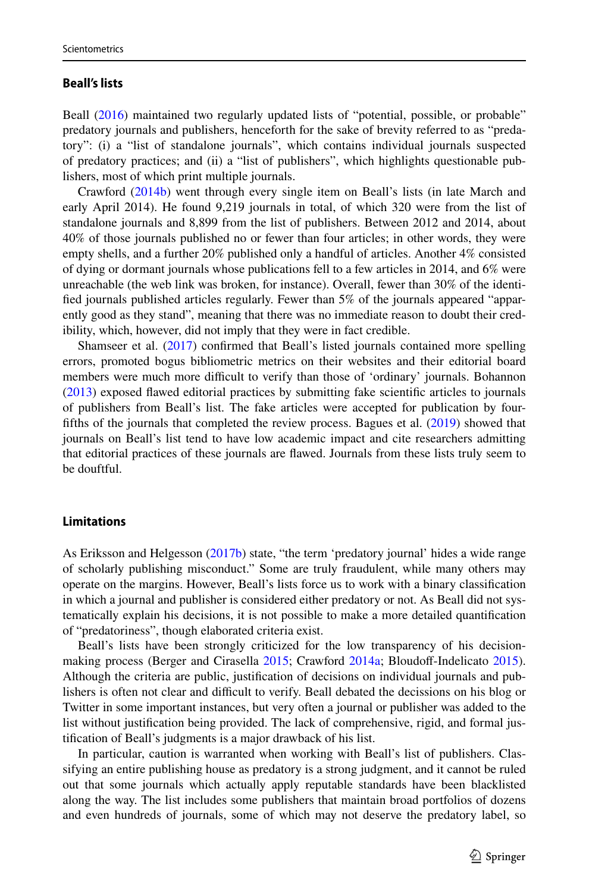## Beall's lists

Beall (2016) maintained two regularly updated lists of "potential, possible, or probable" predatory journals and publishers, henceforth for the sake of brevity referred to as "predatory": (i) a "list of standalone journals", which contains individual journals suspected of predatory practices; and (ii) a "list of publishers", which highlights questionable publishers, most of which print multiple journals.

Crawford (2014b) went through every single item on Beall's lists (in late March and early April 2014). He found 9,219 journals in total, of which 320 were from the list of standalone journals and 8,899 from the list of publishers. Between 2012 and 2014, about 40% of those journals published no or fewer than four articles; in other words, they were empty shells, and a further 20% published only a handful of articles. Another 4% consisted of dying or dormant journals whose publications fell to a few articles in 2014, and 6% were unreachable (the web link was broken, for instance). Overall, fewer than 30% of the identified journals published articles regularly. Fewer than 5% of the journals appeared "apparently good as they stand", meaning that there was no immediate reason to doubt their credibility, which, however, did not imply that they were in fact credible.

Shamseer et al. (2017) confirmed that Beall's listed journals contained more spelling errors, promoted bogus bibliometric metrics on their websites and their editorial board members were much more difficult to verify than those of 'ordinary' journals. Bohannon (2013) exposed flawed editorial practices by submitting fake scientific articles to journals of publishers from Beall's list. The fake articles were accepted for publication by four-fifths of the journals that completed the review process. Bagues et al. (2019) showed that journals on Beall's list tend to have low academic impact and cite researchers admitting that editorial practices of these journals are flawed. Journals from these lists truly seem to be douftful.

## Limitations

As Eriksson and Helgesson (2017b) state, "the term 'predatory journal' hides a wide range of scholarly publishing misconduct." Some are truly fraudulent, while many others may operate on the margins. However, Beall's lists force us to work with a binary classification in which a journal and publisher is considered either predatory or not. As Beall did not systematically explain his decisions, it is not possible to make a more detailed quantification of "predatoriness", though elaborated criteria exist.

Beall's lists have been strongly criticized for the low transparency of his decision-making process (Berger and Cirasella 2015; Crawford 2014a; Bloudoff-Indelicato 2015). Although the criteria are public, justification of decisions on individual journals and publishers is often not clear and difficult to verify. Beall debated the decissions on his blog or Twitter in some important instances, but very often a journal or publisher was added to the list without justification being provided. The lack of comprehensive, rigid, and formal justification of Beall's judgments is a major drawback of his list.

In particular, caution is warranted when working with Beall's list of publishers. Classifying an entire publishing house as predatory is a strong judgment, and it cannot be ruled out that some journals which actually apply reputable standards have been blacklisted along the way. The list includes some publishers that maintain broad portfolios of dozens and even hundreds of journals, some of which may not deserve the predatory label, so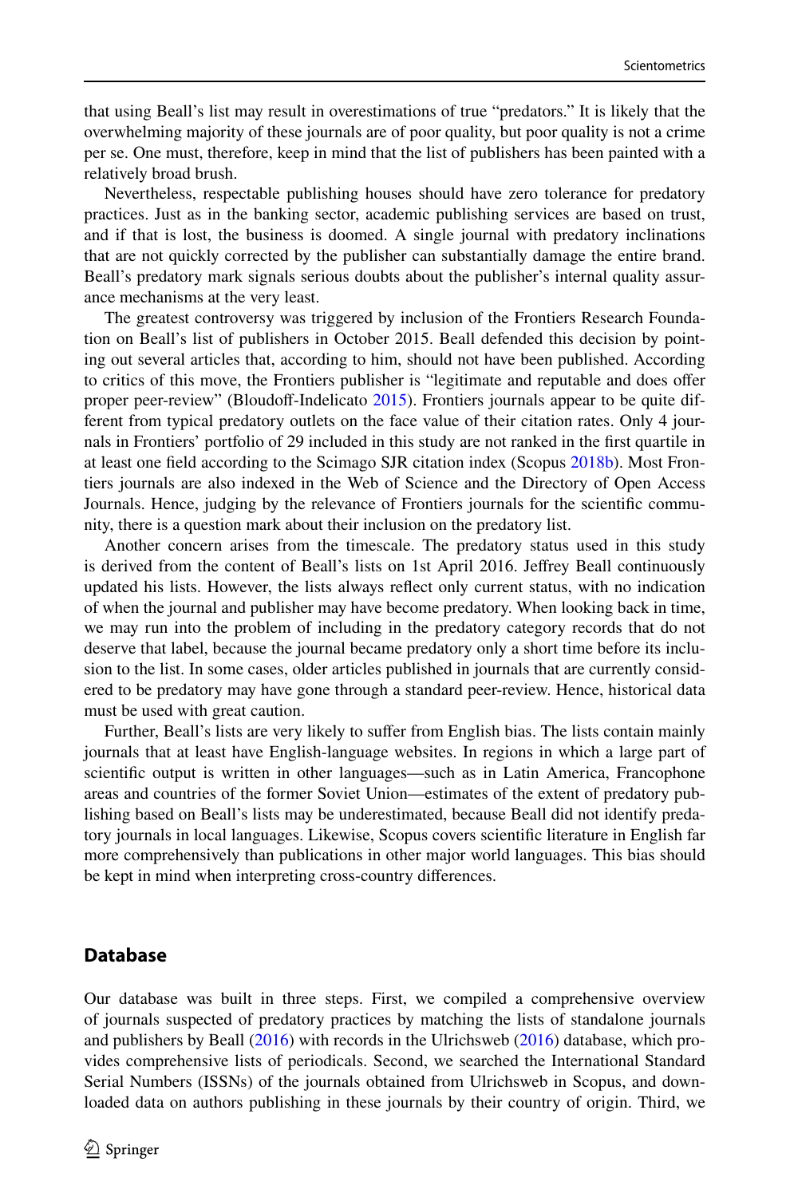that using Beall's list may result in overestimations of true "predators." It is likely that the overwhelming majority of these journals are of poor quality, but poor quality is not a crime per se. One must, therefore, keep in mind that the list of publishers has been painted with a relatively broad brush.

Nevertheless, respectable publishing houses should have zero tolerance for predatory practices. Just as in the banking sector, academic publishing services are based on trust, and if that is lost, the business is doomed. A single journal with predatory inclinations that are not quickly corrected by the publisher can substantially damage the entire brand. Beall's predatory mark signals serious doubts about the publisher's internal quality assurance mechanisms at the very least.

The greatest controversy was triggered by inclusion of the Frontiers Research Foundation on Beall's list of publishers in October 2015. Beall defended this decision by pointing out several articles that, according to him, should not have been published. According to critics of this move, the Frontiers publisher is "legitimate and reputable and does offer proper peer-review" (Bloudoff-Indelicato 2015). Frontiers journals appear to be quite different from typical predatory outlets on the face value of their citation rates. Only 4 journals in Frontiers' portfolio of 29 included in this study are not ranked in the first quartile in at least one field according to the Scimago SJR citation index (Scopus 2018b). Most Frontiers journals are also indexed in the Web of Science and the Directory of Open Access Journals. Hence, judging by the relevance of Frontiers journals for the scientific community, there is a question mark about their inclusion on the predatory list.

Another concern arises from the timescale. The predatory status used in this study is derived from the content of Beall's lists on 1st April 2016. Jeffrey Beall continuously updated his lists. However, the lists always reflect only current status, with no indication of when the journal and publisher may have become predatory. When looking back in time, we may run into the problem of including in the predatory category records that do not deserve that label, because the journal became predatory only a short time before its inclusion to the list. In some cases, older articles published in journals that are currently considered to be predatory may have gone through a standard peer-review. Hence, historical data must be used with great caution.

Further, Beall's lists are very likely to suffer from English bias. The lists contain mainly journals that at least have English-language websites. In regions in which a large part of scientific output is written in other languages—such as in Latin America, Francophone areas and countries of the former Soviet Union—estimates of the extent of predatory publishing based on Beall's lists may be underestimated, because Beall did not identify predatory journals in local languages. Likewise, Scopus covers scientific literature in English far more comprehensively than publications in other major world languages. This bias should be kept in mind when interpreting cross-country differences.

## Database

Our database was built in three steps. First, we compiled a comprehensive overview of journals suspected of predatory practices by matching the lists of standalone journals and publishers by Beall (2016) with records in the Ulrichsweb (2016) database, which provides comprehensive lists of periodicals. Second, we searched the International Standard Serial Numbers (ISSNs) of the journals obtained from Ulrichsweb in Scopus, and downloaded data on authors publishing in these journals by their country of origin. Third, we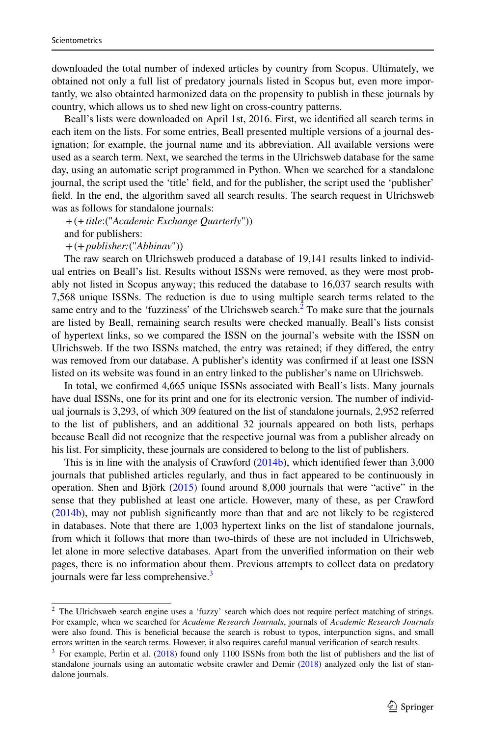downloaded the total number of indexed articles by country from Scopus. Ultimately, we obtained not only a full list of predatory journals listed in Scopus but, even more importantly, we also obtainted harmonized data on the propensity to publish in these journals by country, which allows us to shed new light on cross-country patterns.

Beall's lists were downloaded on April 1st, 2016. First, we identified all search terms in each item on the lists. For some entries, Beall presented multiple versions of a journal designation; for example, the journal name and its abbreviation. All available versions were used as a search term. Next, we searched the terms in the Ulrichsweb database for the same day, using an automatic script programmed in Python. When we searched for a standalone journal, the script used the 'title' field, and for the publisher, the script used the 'publisher' field. In the end, the algorithm saved all search results. The search request in Ulrichsweb was as follows for standalone journals:

+(+*title*:("*Academic Exchange Quarterly*"))

and for publishers:

+(+*publisher:*("*Abhinav*"))

The raw search on Ulrichsweb produced a database of 19,141 results linked to individual entries on Beall's list. Results without ISSNs were removed, as they were most probably not listed in Scopus anyway; this reduced the database to 16,037 search results with 7,568 unique ISSNs. The reduction is due to using multiple search terms related to the same entry and to the 'fuzziness' of the Ulrichsweb search.[2] To make sure that the journals are listed by Beall, remaining search results were checked manually. Beall's lists consist of hypertext links, so we compared the ISSN on the journal's website with the ISSN on Ulrichsweb. If the two ISSNs matched, the entry was retained; if they differed, the entry was removed from our database. A publisher's identity was confirmed if at least one ISSN listed on its website was found in an entry linked to the publisher's name on Ulrichsweb.

In total, we confirmed 4,665 unique ISSNs associated with Beall's lists. Many journals have dual ISSNs, one for its print and one for its electronic version. The number of individual journals is 3,293, of which 309 featured on the list of standalone journals, 2,952 referred to the list of publishers, and an additional 32 journals appeared on both lists, perhaps because Beall did not recognize that the respective journal was from a publisher already on his list. For simplicity, these journals are considered to belong to the list of publishers.

This is in line with the analysis of Crawford (2014b), which identified fewer than 3,000 journals that published articles regularly, and thus in fact appeared to be continuously in operation. Shen and Björk (2015) found around 8,000 journals that were "active" in the sense that they published at least one article. However, many of these, as per Crawford (2014b), may not publish significantly more than that and are not likely to be registered in databases. Note that there are 1,003 hypertext links on the list of standalone journals, from which it follows that more than two-thirds of these are not included in Ulrichsweb, let alone in more selective databases. Apart from the unverified information on their web pages, there is no information about them. Previous attempts to collect data on predatory journals were far less comprehensive.[3]

---

[2] The Ulrichsweb search engine uses a 'fuzzy' search which does not require perfect matching of strings. For example, when we searched for *Academe Research Journals*, journals of *Academic Research Journals* were also found. This is beneficial because the search is robust to typos, interpunction signs, and small errors written in the search terms. However, it also requires careful manual verification of search results.

[3] For example, Perlin et al. (2018) found only 1100 ISSNs from both the list of publishers and the list of standalone journals using an automatic website crawler and Demir (2018) analyzed only the list of standalone journals.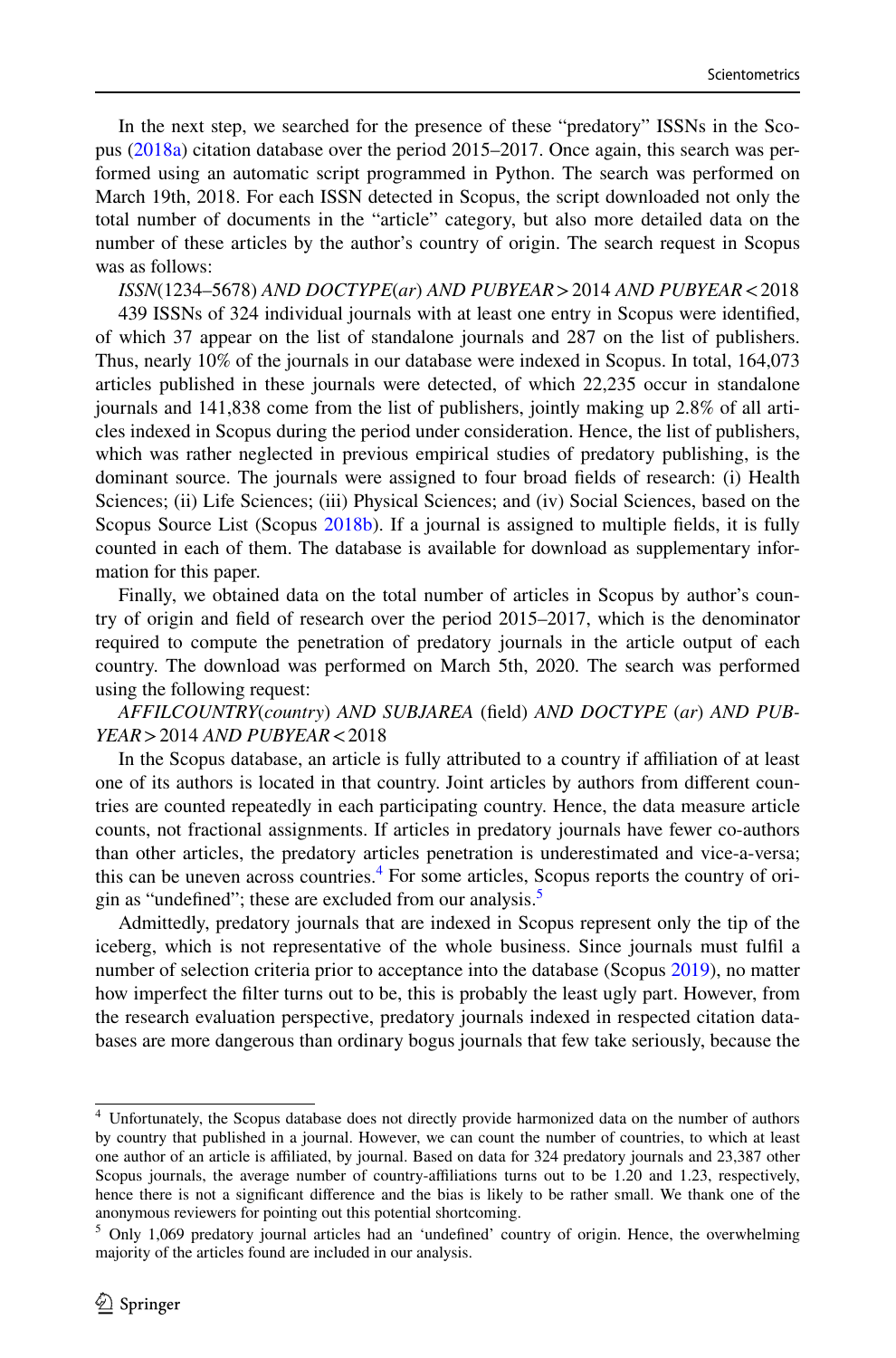In the next step, we searched for the presence of these "predatory" ISSNs in the Scopus (2018a) citation database over the period 2015–2017. Once again, this search was performed using an automatic script programmed in Python. The search was performed on March 19th, 2018. For each ISSN detected in Scopus, the script downloaded not only the total number of documents in the "article" category, but also more detailed data on the number of these articles by the author's country of origin. The search request in Scopus was as follows:

*ISSN*(1234–5678) *AND DOCTYPE*(*ar*) *AND PUBYEAR* > 2014 *AND PUBYEAR* < 2018

439 ISSNs of 324 individual journals with at least one entry in Scopus were identified, of which 37 appear on the list of standalone journals and 287 on the list of publishers. Thus, nearly 10% of the journals in our database were indexed in Scopus. In total, 164,073 articles published in these journals were detected, of which 22,235 occur in standalone journals and 141,838 come from the list of publishers, jointly making up 2.8% of all articles indexed in Scopus during the period under consideration. Hence, the list of publishers, which was rather neglected in previous empirical studies of predatory publishing, is the dominant source. The journals were assigned to four broad fields of research: (i) Health Sciences; (ii) Life Sciences; (iii) Physical Sciences; and (iv) Social Sciences, based on the Scopus Source List (Scopus 2018b). If a journal is assigned to multiple fields, it is fully counted in each of them. The database is available for download as supplementary information for this paper.

Finally, we obtained data on the total number of articles in Scopus by author's country of origin and field of research over the period 2015–2017, which is the denominator required to compute the penetration of predatory journals in the article output of each country. The download was performed on March 5th, 2020. The search was performed using the following request:

*AFFILCOUNTRY*(*country*) *AND SUBJAREA* (field) *AND DOCTYPE* (*ar*) *AND PUBYEAR* > 2014 *AND PUBYEAR* < 2018

In the Scopus database, an article is fully attributed to a country if affiliation of at least one of its authors is located in that country. Joint articles by authors from different countries are counted repeatedly in each participating country. Hence, the data measure article counts, not fractional assignments. If articles in predatory journals have fewer co-authors than other articles, the predatory articles penetration is underestimated and vice-a-versa; this can be uneven across countries.[4] For some articles, Scopus reports the country of origin as "undefined"; these are excluded from our analysis.[5]

Admittedly, predatory journals that are indexed in Scopus represent only the tip of the iceberg, which is not representative of the whole business. Since journals must fulfil a number of selection criteria prior to acceptance into the database (Scopus 2019), no matter how imperfect the filter turns out to be, this is probably the least ugly part. However, from the research evaluation perspective, predatory journals indexed in respected citation databases are more dangerous than ordinary bogus journals that few take seriously, because the

---

[4] Unfortunately, the Scopus database does not directly provide harmonized data on the number of authors by country that published in a journal. However, we can count the number of countries, to which at least one author of an article is affiliated, by journal. Based on data for 324 predatory journals and 23,387 other Scopus journals, the average number of country-affiliations turns out to be 1.20 and 1.23, respectively, hence there is not a significant difference and the bias is likely to be rather small. We thank one of the anonymous reviewers for pointing out this potential shortcoming.

[5] Only 1,069 predatory journal articles had an 'undefined' country of origin. Hence, the overwhelming majority of the articles found are included in our analysis.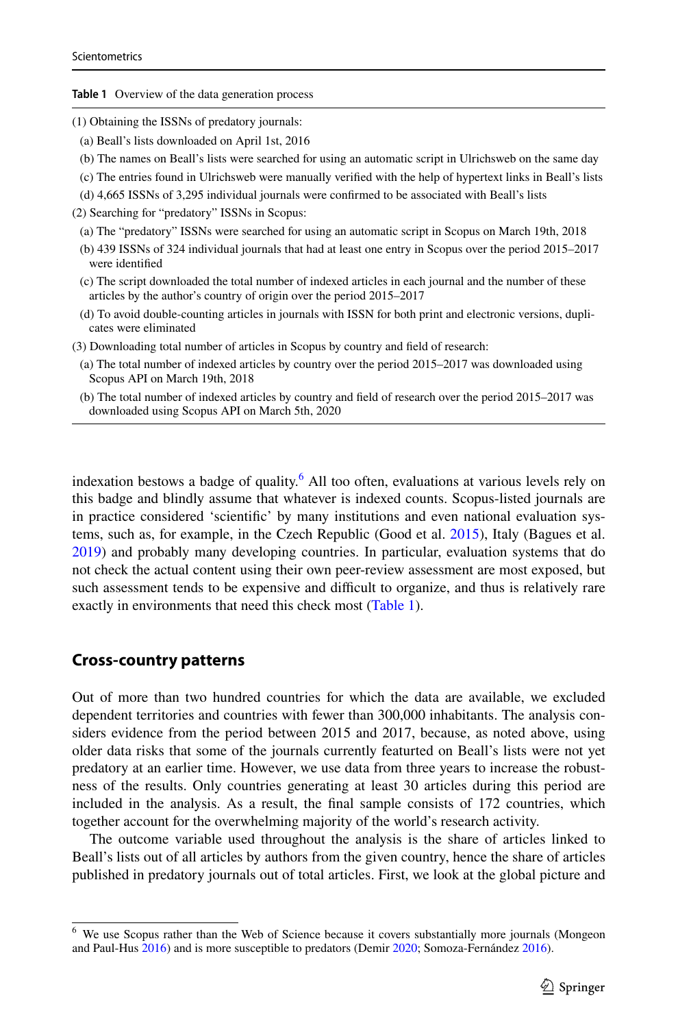**Table 1** Overview of the data generation process

(1) Obtaining the ISSNs of predatory journals:

- (a) Beall's lists downloaded on April 1st, 2016
- (b) The names on Beall's lists were searched for using an automatic script in Ulrichsweb on the same day
- (c) The entries found in Ulrichsweb were manually verified with the help of hypertext links in Beall's lists
- (d) 4,665 ISSNs of 3,295 individual journals were confirmed to be associated with Beall's lists

(2) Searching for "predatory" ISSNs in Scopus:

- (a) The "predatory" ISSNs were searched for using an automatic script in Scopus on March 19th, 2018
- (b) 439 ISSNs of 324 individual journals that had at least one entry in Scopus over the period 2015–2017 were identified
- (c) The script downloaded the total number of indexed articles in each journal and the number of these articles by the author's country of origin over the period 2015–2017
- (d) To avoid double-counting articles in journals with ISSN for both print and electronic versions, duplicates were eliminated

(3) Downloading total number of articles in Scopus by country and field of research:

- (a) The total number of indexed articles by country over the period 2015–2017 was downloaded using Scopus API on March 19th, 2018
- (b) The total number of indexed articles by country and field of research over the period 2015–2017 was downloaded using Scopus API on March 5th, 2020

indexation bestows a badge of quality.[6] All too often, evaluations at various levels rely on this badge and blindly assume that whatever is indexed counts. Scopus-listed journals are in practice considered 'scientific' by many institutions and even national evaluation systems, such as, for example, in the Czech Republic (Good et al. 2015), Italy (Bagues et al. 2019) and probably many developing countries. In particular, evaluation systems that do not check the actual content using their own peer-review assessment are most exposed, but such assessment tends to be expensive and difficult to organize, and thus is relatively rare exactly in environments that need this check most (Table 1).

## Cross-country patterns

Out of more than two hundred countries for which the data are available, we excluded dependent territories and countries with fewer than 300,000 inhabitants. The analysis considers evidence from the period between 2015 and 2017, because, as noted above, using older data risks that some of the journals currently featured on Beall's lists were not yet predatory at an earlier time. However, we use data from three years to increase the robustness of the results. Only countries generating at least 30 articles during this period are included in the analysis. As a result, the final sample consists of 172 countries, which together account for the overwhelming majority of the world's research activity.

The outcome variable used throughout the analysis is the share of articles linked to Beall's lists out of all articles by authors from the given country, hence the share of articles published in predatory journals out of total articles. First, we look at the global picture and

[6] We use Scopus rather than the Web of Science because it covers substantially more journals (Mongeon and Paul-Hus 2016) and is more susceptible to predators (Demir 2020; Somoza-Fernández 2016).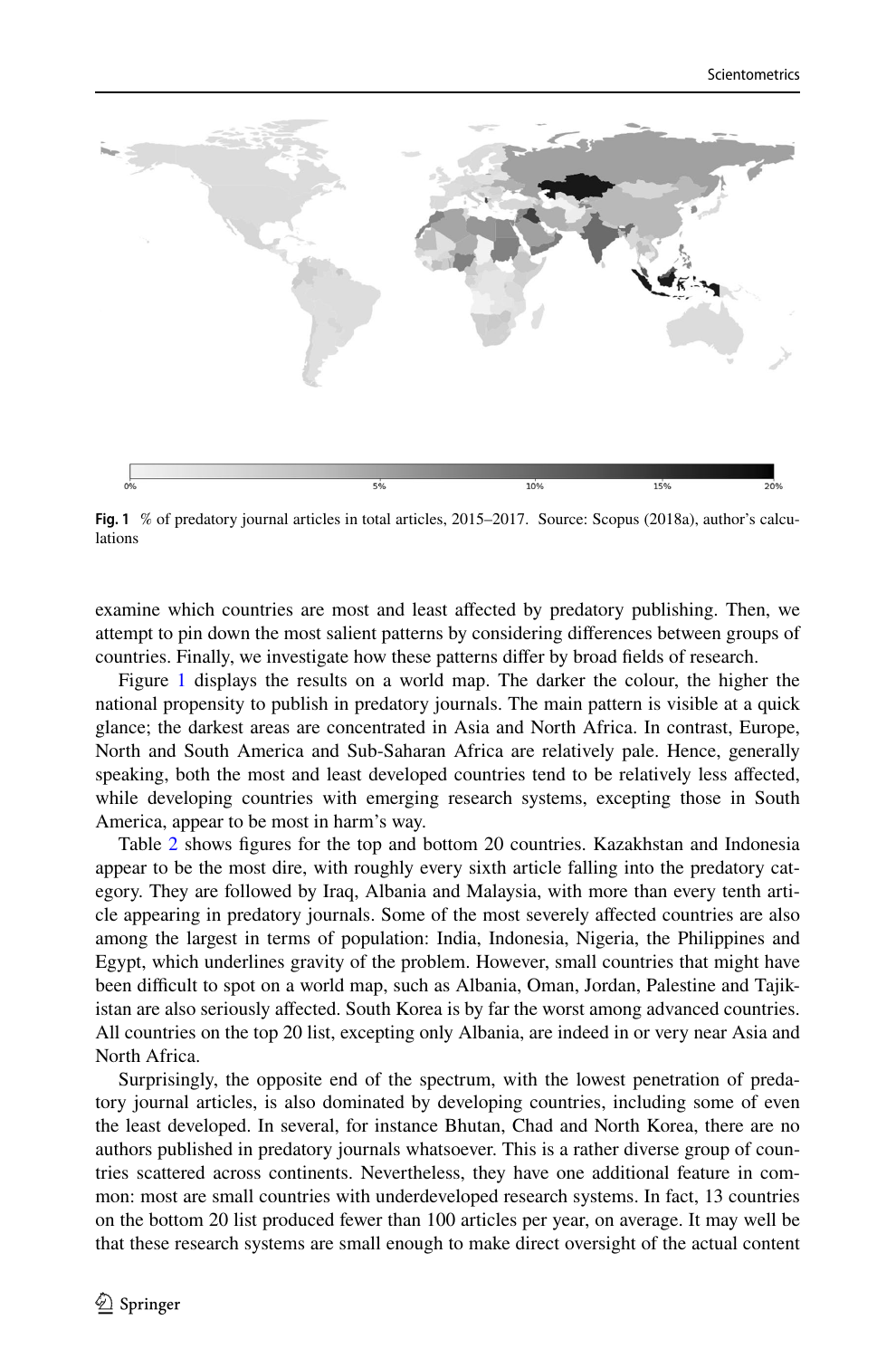Fig. 1 % of predatory journal articles in total articles, 2015–2017. Source: Scopus (2018a), author's calculations

examine which countries are most and least affected by predatory publishing. Then, we attempt to pin down the most salient patterns by considering differences between groups of countries. Finally, we investigate how these patterns differ by broad fields of research.

Figure 1 displays the results on a world map. The darker the colour, the higher the national propensity to publish in predatory journals. The main pattern is visible at a quick glance; the darkest areas are concentrated in Asia and North Africa. In contrast, Europe, North and South America and Sub-Saharan Africa are relatively pale. Hence, generally speaking, both the most and least developed countries tend to be relatively less affected, while developing countries with emerging research systems, excepting those in South America, appear to be most in harm's way.

Table 2 shows figures for the top and bottom 20 countries. Kazakhstan and Indonesia appear to be the most dire, with roughly every sixth article falling into the predatory category. They are followed by Iraq, Albania and Malaysia, with more than every tenth article appearing in predatory journals. Some of the most severely affected countries are also among the largest in terms of population: India, Indonesia, Nigeria, the Philippines and Egypt, which underlines gravity of the problem. However, small countries that might have been difficult to spot on a world map, such as Albania, Oman, Jordan, Palestine and Tajikistan are also seriously affected. South Korea is by far the worst among advanced countries. All countries on the top 20 list, excepting only Albania, are indeed in or very near Asia and North Africa.

Surprisingly, the opposite end of the spectrum, with the lowest penetration of predatory journal articles, is also dominated by developing countries, including some of even the least developed. In several, for instance Bhutan, Chad and North Korea, there are no authors published in predatory journals whatsoever. This is a rather diverse group of countries scattered across continents. Nevertheless, they have one additional feature in common: most are small countries with underdeveloped research systems. In fact, 13 countries on the bottom 20 list produced fewer than 100 articles per year, on average. It may well be that these research systems are small enough to make direct oversight of the actual content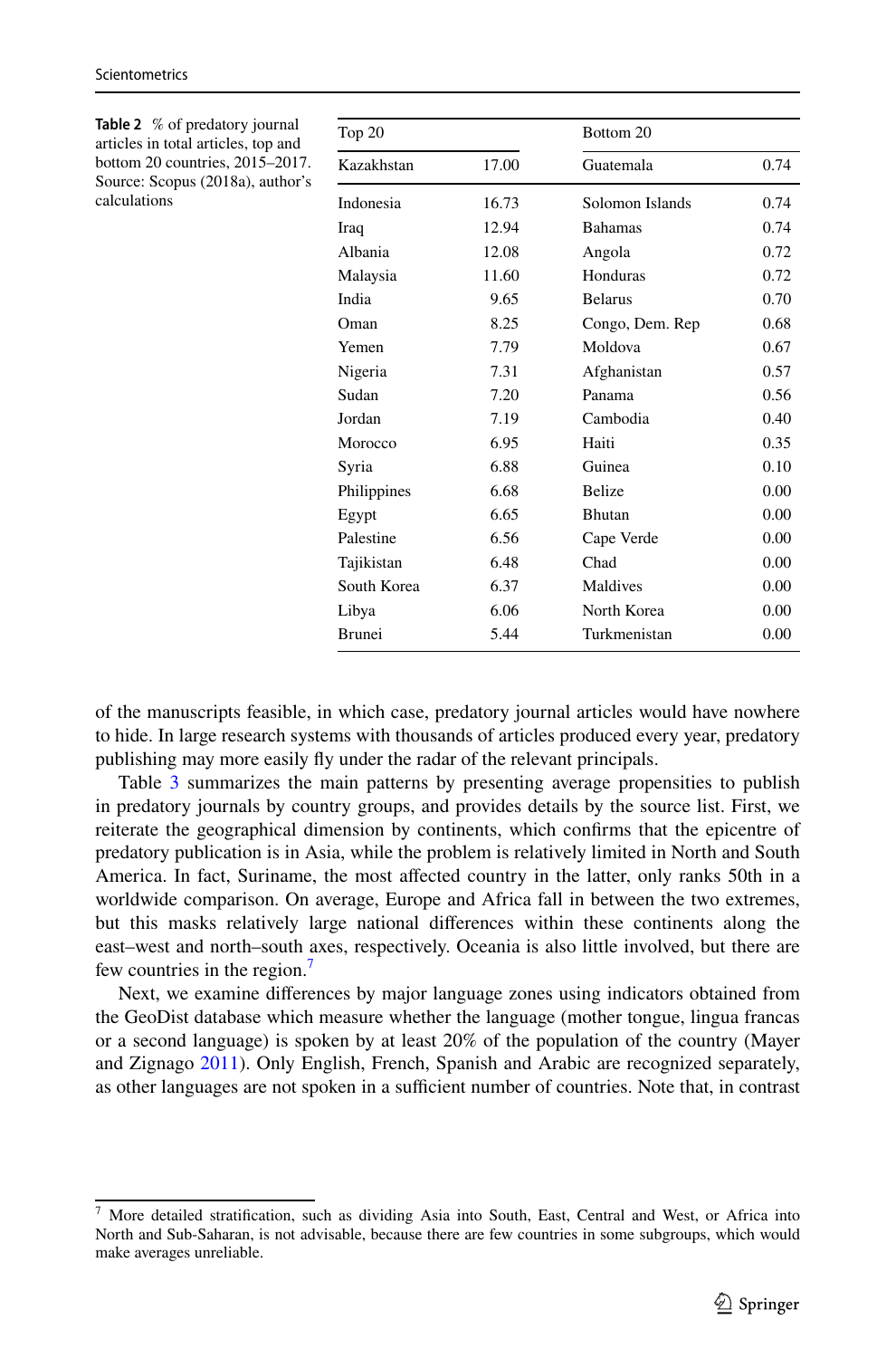**Table 2** % of predatory journal articles in total articles, top and bottom 20 countries, 2015–2017. Source: Scopus (2018a), author's calculations

| Top 20 | | Bottom 20 | |
|---|---|---|---|
| Kazakhstan | 17.00 | Guatemala | 0.74 |
| Indonesia | 16.73 | Solomon Islands | 0.74 |
| Iraq | 12.94 | Bahamas | 0.74 |
| Albania | 12.08 | Angola | 0.72 |
| Malaysia | 11.60 | Honduras | 0.72 |
| India | 9.65 | Belarus | 0.70 |
| Oman | 8.25 | Congo, Dem. Rep | 0.68 |
| Yemen | 7.79 | Moldova | 0.67 |
| Nigeria | 7.31 | Afghanistan | 0.57 |
| Sudan | 7.20 | Panama | 0.56 |
| Jordan | 7.19 | Cambodia | 0.40 |
| Morocco | 6.95 | Haiti | 0.35 |
| Syria | 6.88 | Guinea | 0.10 |
| Philippines | 6.68 | Belize | 0.00 |
| Egypt | 6.65 | Bhutan | 0.00 |
| Palestine | 6.56 | Cape Verde | 0.00 |
| Tajikistan | 6.48 | Chad | 0.00 |
| South Korea | 6.37 | Maldives | 0.00 |
| Libya | 6.06 | North Korea | 0.00 |
| Brunei | 5.44 | Turkmenistan | 0.00 |

of the manuscripts feasible, in which case, predatory journal articles would have nowhere to hide. In large research systems with thousands of articles produced every year, predatory publishing may more easily fly under the radar of the relevant principals.

Table 3 summarizes the main patterns by presenting average propensities to publish in predatory journals by country groups, and provides details by the source list. First, we reiterate the geographical dimension by continents, which confirms that the epicentre of predatory publication is in Asia, while the problem is relatively limited in North and South America. In fact, Suriname, the most affected country in the latter, only ranks 50th in a worldwide comparison. On average, Europe and Africa fall in between the two extremes, but this masks relatively large national differences within these continents along the east–west and north–south axes, respectively. Oceania is also little involved, but there are few countries in the region.[7]

Next, we examine differences by major language zones using indicators obtained from the GeoDist database which measure whether the language (mother tongue, lingua francas or a second language) is spoken by at least 20% of the population of the country (Mayer and Zignago 2011). Only English, French, Spanish and Arabic are recognized separately, as other languages are not spoken in a sufficient number of countries. Note that, in contrast

[7] More detailed stratification, such as dividing Asia into South, East, Central and West, or Africa into North and Sub-Saharan, is not advisable, because there are few countries in some subgroups, which would make averages unreliable.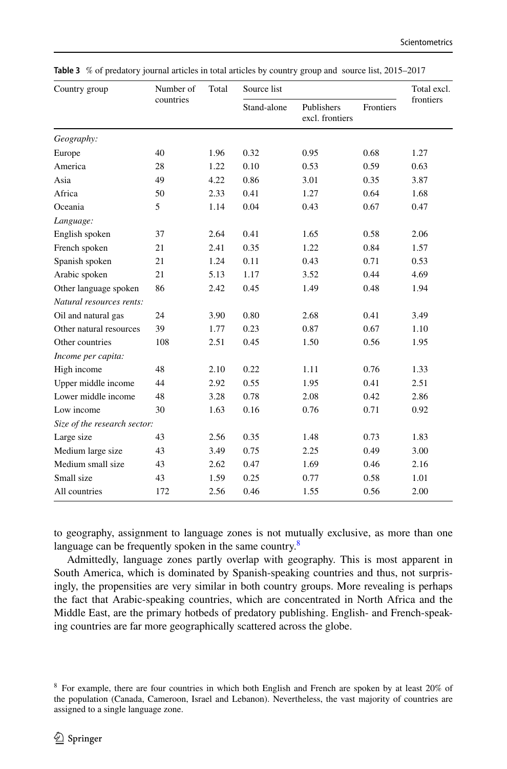**Table 3** % of predatory journal articles in total articles by country group and source list, 2015–2017

| Country group | Number of countries | Total | Source list | | | Total excl. frontiers |
|---|---|---|---|---|---|---|
| | | | Stand-alone | Publishers excl. frontiers | Frontiers | |
| *Geography:* | | | | | | |
| Europe | 40 | 1.96 | 0.32 | 0.95 | 0.68 | 1.27 |
| America | 28 | 1.22 | 0.10 | 0.53 | 0.59 | 0.63 |
| Asia | 49 | 4.22 | 0.86 | 3.01 | 0.35 | 3.87 |
| Africa | 50 | 2.33 | 0.41 | 1.27 | 0.64 | 1.68 |
| Oceania | 5 | 1.14 | 0.04 | 0.43 | 0.67 | 0.47 |
| *Language:* | | | | | | |
| English spoken | 37 | 2.64 | 0.41 | 1.65 | 0.58 | 2.06 |
| French spoken | 21 | 2.41 | 0.35 | 1.22 | 0.84 | 1.57 |
| Spanish spoken | 21 | 1.24 | 0.11 | 0.43 | 0.71 | 0.53 |
| Arabic spoken | 21 | 5.13 | 1.17 | 3.52 | 0.44 | 4.69 |
| Other language spoken | 86 | 2.42 | 0.45 | 1.49 | 0.48 | 1.94 |
| *Natural resources rents:* | | | | | | |
| Oil and natural gas | 24 | 3.90 | 0.80 | 2.68 | 0.41 | 3.49 |
| Other natural resources | 39 | 1.77 | 0.23 | 0.87 | 0.67 | 1.10 |
| Other countries | 108 | 2.51 | 0.45 | 1.50 | 0.56 | 1.95 |
| *Income per capita:* | | | | | | |
| High income | 48 | 2.10 | 0.22 | 1.11 | 0.76 | 1.33 |
| Upper middle income | 44 | 2.92 | 0.55 | 1.95 | 0.41 | 2.51 |
| Lower middle income | 48 | 3.28 | 0.78 | 2.08 | 0.42 | 2.86 |
| Low income | 30 | 1.63 | 0.16 | 0.76 | 0.71 | 0.92 |
| *Size of the research sector:* | | | | | | |
| Large size | 43 | 2.56 | 0.35 | 1.48 | 0.73 | 1.83 |
| Medium large size | 43 | 3.49 | 0.75 | 2.25 | 0.49 | 3.00 |
| Medium small size | 43 | 2.62 | 0.47 | 1.69 | 0.46 | 2.16 |
| Small size | 43 | 1.59 | 0.25 | 0.77 | 0.58 | 1.01 |
| All countries | 172 | 2.56 | 0.46 | 1.55 | 0.56 | 2.00 |

to geography, assignment to language zones is not mutually exclusive, as more than one language can be frequently spoken in the same country.[8]

Admittedly, language zones partly overlap with geography. This is most apparent in South America, which is dominated by Spanish-speaking countries and thus, not surprisingly, the propensities are very similar in both country groups. More revealing is perhaps the fact that Arabic-speaking countries, which are concentrated in North Africa and the Middle East, are the primary hotbeds of predatory publishing. English- and French-speaking countries are far more geographically scattered across the globe.

[8] For example, there are four countries in which both English and French are spoken by at least 20% of the population (Canada, Cameroon, Israel and Lebanon). Nevertheless, the vast majority of countries are assigned to a single language zone.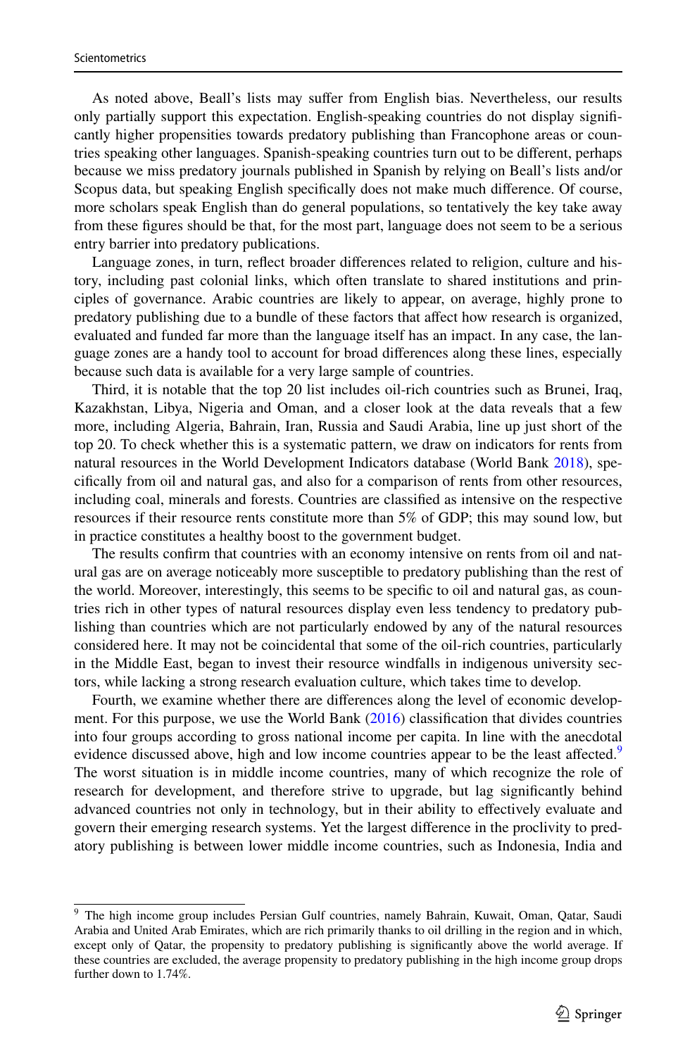As noted above, Beall's lists may suffer from English bias. Nevertheless, our results only partially support this expectation. English-speaking countries do not display significantly higher propensities towards predatory publishing than Francophone areas or countries speaking other languages. Spanish-speaking countries turn out to be different, perhaps because we miss predatory journals published in Spanish by relying on Beall's lists and/or Scopus data, but speaking English specifically does not make much difference. Of course, more scholars speak English than do general populations, so tentatively the key take away from these figures should be that, for the most part, language does not seem to be a serious entry barrier into predatory publications.

Language zones, in turn, reflect broader differences related to religion, culture and history, including past colonial links, which often translate to shared institutions and principles of governance. Arabic countries are likely to appear, on average, highly prone to predatory publishing due to a bundle of these factors that affect how research is organized, evaluated and funded far more than the language itself has an impact. In any case, the language zones are a handy tool to account for broad differences along these lines, especially because such data is available for a very large sample of countries.

Third, it is notable that the top 20 list includes oil-rich countries such as Brunei, Iraq, Kazakhstan, Libya, Nigeria and Oman, and a closer look at the data reveals that a few more, including Algeria, Bahrain, Iran, Russia and Saudi Arabia, line up just short of the top 20. To check whether this is a systematic pattern, we draw on indicators for rents from natural resources in the World Development Indicators database (World Bank 2018), specifically from oil and natural gas, and also for a comparison of rents from other resources, including coal, minerals and forests. Countries are classified as intensive on the respective resources if their resource rents constitute more than 5% of GDP; this may sound low, but in practice constitutes a healthy boost to the government budget.

The results confirm that countries with an economy intensive on rents from oil and natural gas are on average noticeably more susceptible to predatory publishing than the rest of the world. Moreover, interestingly, this seems to be specific to oil and natural gas, as countries rich in other types of natural resources display even less tendency to predatory publishing than countries which are not particularly endowed by any of the natural resources considered here. It may not be coincidental that some of the oil-rich countries, particularly in the Middle East, began to invest their resource windfalls in indigenous university sectors, while lacking a strong research evaluation culture, which takes time to develop.

Fourth, we examine whether there are differences along the level of economic development. For this purpose, we use the World Bank (2016) classification that divides countries into four groups according to gross national income per capita. In line with the anecdotal evidence discussed above, high and low income countries appear to be the least affected.[9] The worst situation is in middle income countries, many of which recognize the role of research for development, and therefore strive to upgrade, but lag significantly behind advanced countries not only in technology, but in their ability to effectively evaluate and govern their emerging research systems. Yet the largest difference in the proclivity to predatory publishing is between lower middle income countries, such as Indonesia, India and

[9] The high income group includes Persian Gulf countries, namely Bahrain, Kuwait, Oman, Qatar, Saudi Arabia and United Arab Emirates, which are rich primarily thanks to oil drilling in the region and in which, except only of Qatar, the propensity to predatory publishing is significantly above the world average. If these countries are excluded, the average propensity to predatory publishing in the high income group drops further down to 1.74%.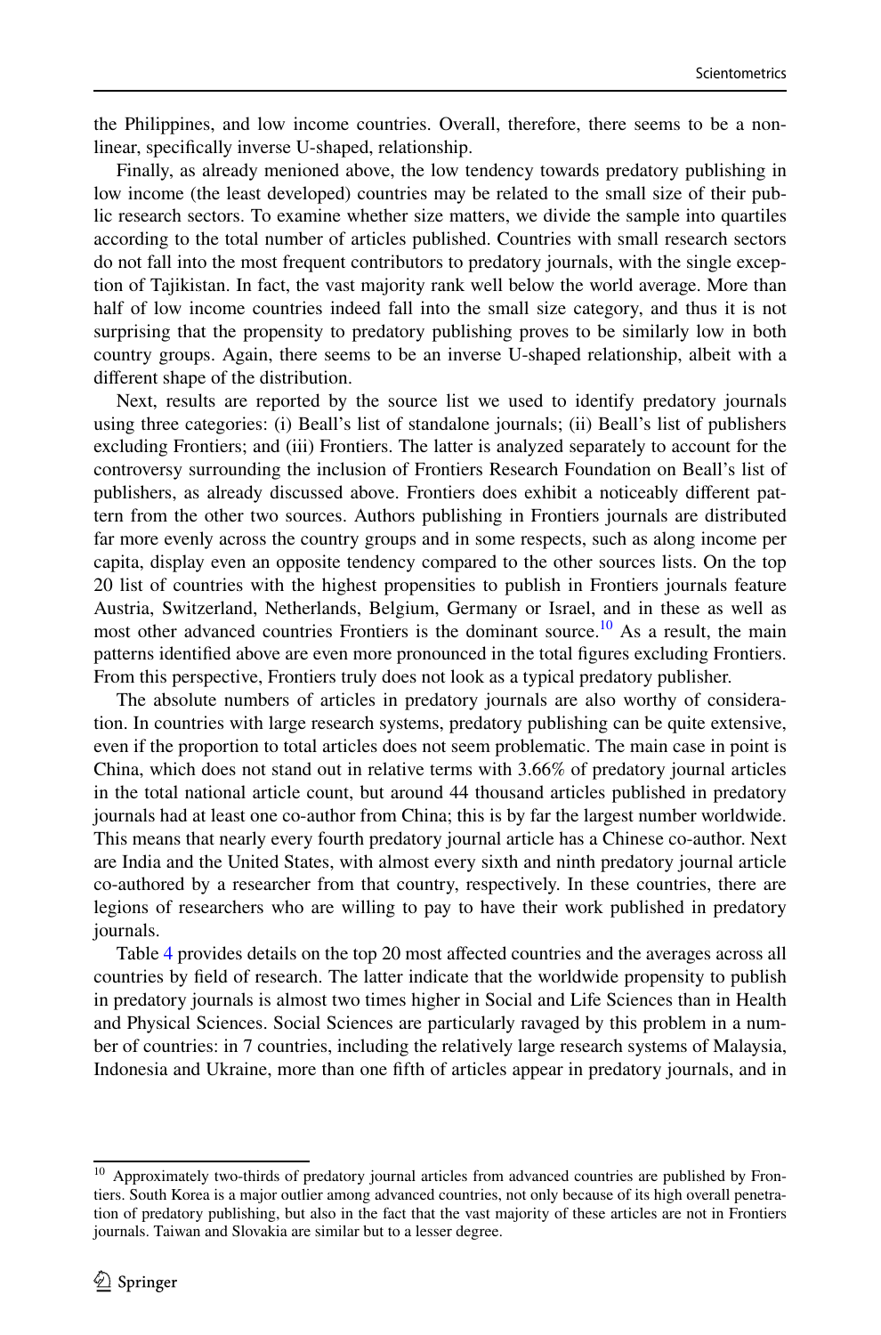the Philippines, and low income countries. Overall, therefore, there seems to be a non-linear, specifically inverse U-shaped, relationship.

Finally, as already menioned above, the low tendency towards predatory publishing in low income (the least developed) countries may be related to the small size of their public research sectors. To examine whether size matters, we divide the sample into quartiles according to the total number of articles published. Countries with small research sectors do not fall into the most frequent contributors to predatory journals, with the single exception of Tajikistan. In fact, the vast majority rank well below the world average. More than half of low income countries indeed fall into the small size category, and thus it is not surprising that the propensity to predatory publishing proves to be similarly low in both country groups. Again, there seems to be an inverse U-shaped relationship, albeit with a different shape of the distribution.

Next, results are reported by the source list we used to identify predatory journals using three categories: (i) Beall's list of standalone journals; (ii) Beall's list of publishers excluding Frontiers; and (iii) Frontiers. The latter is analyzed separately to account for the controversy surrounding the inclusion of Frontiers Research Foundation on Beall's list of publishers, as already discussed above. Frontiers does exhibit a noticeably different pattern from the other two sources. Authors publishing in Frontiers journals are distributed far more evenly across the country groups and in some respects, such as along income per capita, display even an opposite tendency compared to the other sources lists. On the top 20 list of countries with the highest propensities to publish in Frontiers journals feature Austria, Switzerland, Netherlands, Belgium, Germany or Israel, and in these as well as most other advanced countries Frontiers is the dominant source.[10] As a result, the main patterns identified above are even more pronounced in the total figures excluding Frontiers. From this perspective, Frontiers truly does not look as a typical predatory publisher.

The absolute numbers of articles in predatory journals are also worthy of consideration. In countries with large research systems, predatory publishing can be quite extensive, even if the proportion to total articles does not seem problematic. The main case in point is China, which does not stand out in relative terms with 3.66% of predatory journal articles in the total national article count, but around 44 thousand articles published in predatory journals had at least one co-author from China; this is by far the largest number worldwide. This means that nearly every fourth predatory journal article has a Chinese co-author. Next are India and the United States, with almost every sixth and ninth predatory journal article co-authored by a researcher from that country, respectively. In these countries, there are legions of researchers who are willing to pay to have their work published in predatory journals.

Table 4 provides details on the top 20 most affected countries and the averages across all countries by field of research. The latter indicate that the worldwide propensity to publish in predatory journals is almost two times higher in Social and Life Sciences than in Health and Physical Sciences. Social Sciences are particularly ravaged by this problem in a number of countries: in 7 countries, including the relatively large research systems of Malaysia, Indonesia and Ukraine, more than one fifth of articles appear in predatory journals, and in

[10] Approximately two-thirds of predatory journal articles from advanced countries are published by Frontiers. South Korea is a major outlier among advanced countries, not only because of its high overall penetration of predatory publishing, but also in the fact that the vast majority of these articles are not in Frontiers journals. Taiwan and Slovakia are similar but to a lesser degree.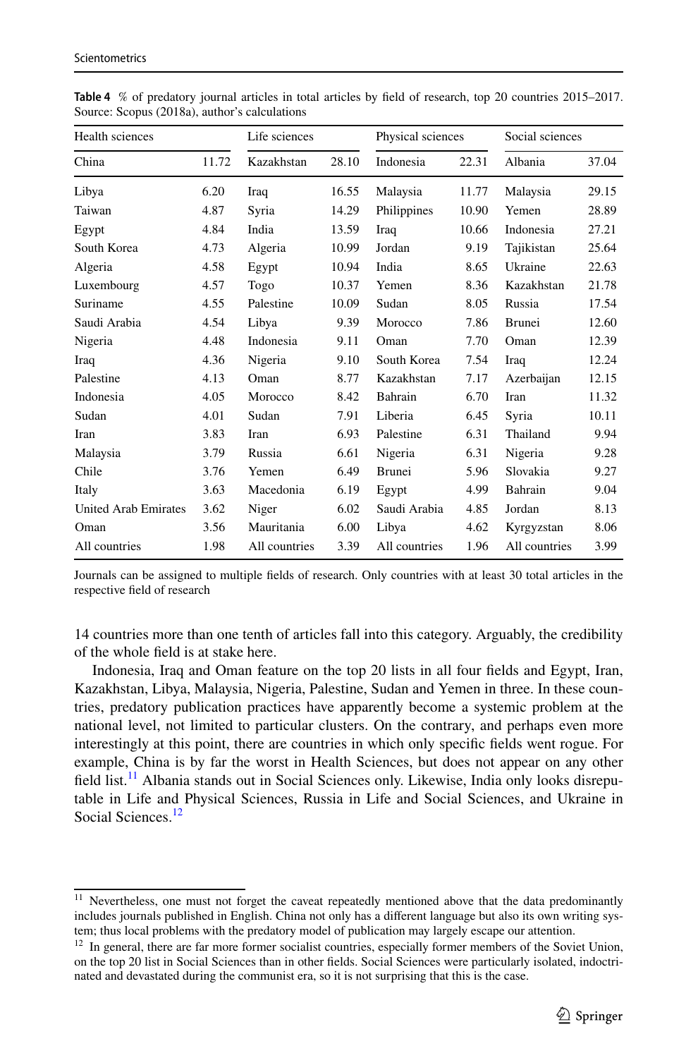**Table 4** % of predatory journal articles in total articles by field of research, top 20 countries 2015–2017. Source: Scopus (2018a), author's calculations

| Health sciences | | Life sciences | | Physical sciences | | Social sciences | |
|---|---|---|---|---|---|---|---|
| China | 11.72 | Kazakhstan | 28.10 | Indonesia | 22.31 | Albania | 37.04 |
| Libya | 6.20 | Iraq | 16.55 | Malaysia | 11.77 | Malaysia | 29.15 |
| Taiwan | 4.87 | Syria | 14.29 | Philippines | 10.90 | Yemen | 28.89 |
| Egypt | 4.84 | India | 13.59 | Iraq | 10.66 | Indonesia | 27.21 |
| South Korea | 4.73 | Algeria | 10.99 | Jordan | 9.19 | Tajikistan | 25.64 |
| Algeria | 4.58 | Egypt | 10.94 | India | 8.65 | Ukraine | 22.63 |
| Luxembourg | 4.57 | Togo | 10.37 | Yemen | 8.36 | Kazakhstan | 21.78 |
| Suriname | 4.55 | Palestine | 10.09 | Sudan | 8.05 | Russia | 17.54 |
| Saudi Arabia | 4.54 | Libya | 9.39 | Morocco | 7.86 | Brunei | 12.60 |
| Nigeria | 4.48 | Indonesia | 9.11 | Oman | 7.70 | Oman | 12.39 |
| Iraq | 4.36 | Nigeria | 9.10 | South Korea | 7.54 | Iraq | 12.24 |
| Palestine | 4.13 | Oman | 8.77 | Kazakhstan | 7.17 | Azerbaijan | 12.15 |
| Indonesia | 4.05 | Morocco | 8.42 | Bahrain | 6.70 | Iran | 11.32 |
| Sudan | 4.01 | Sudan | 7.91 | Liberia | 6.45 | Syria | 10.11 |
| Iran | 3.83 | Iran | 6.93 | Palestine | 6.31 | Thailand | 9.94 |
| Malaysia | 3.79 | Russia | 6.61 | Nigeria | 6.31 | Nigeria | 9.28 |
| Chile | 3.76 | Yemen | 6.49 | Brunei | 5.96 | Slovakia | 9.27 |
| Italy | 3.63 | Macedonia | 6.19 | Egypt | 4.99 | Bahrain | 9.04 |
| United Arab Emirates | 3.62 | Niger | 6.02 | Saudi Arabia | 4.85 | Jordan | 8.13 |
| Oman | 3.56 | Mauritania | 6.00 | Libya | 4.62 | Kyrgyzstan | 8.06 |
| All countries | 1.98 | All countries | 3.39 | All countries | 1.96 | All countries | 3.99 |

Journals can be assigned to multiple fields of research. Only countries with at least 30 total articles in the respective field of research

14 countries more than one tenth of articles fall into this category. Arguably, the credibility of the whole field is at stake here.

Indonesia, Iraq and Oman feature on the top 20 lists in all four fields and Egypt, Iran, Kazakhstan, Libya, Malaysia, Nigeria, Palestine, Sudan and Yemen in three. In these countries, predatory publication practices have apparently become a systemic problem at the national level, not limited to particular clusters. On the contrary, and perhaps even more interestingly at this point, there are countries in which only specific fields went rogue. For example, China is by far the worst in Health Sciences, but does not appear on any other field list.[11] Albania stands out in Social Sciences only. Likewise, India only looks disreputable in Life and Physical Sciences, Russia in Life and Social Sciences, and Ukraine in Social Sciences.[12]

[11] Nevertheless, one must not forget the caveat repeatedly mentioned above that the data predominantly includes journals published in English. China not only has a different language but also its own writing system; thus local problems with the predatory model of publication may largely escape our attention.

[12] In general, there are far more former socialist countries, especially former members of the Soviet Union, on the top 20 list in Social Sciences than in other fields. Social Sciences were particularly isolated, indoctrinated and devastated during the communist era, so it is not surprising that this is the case.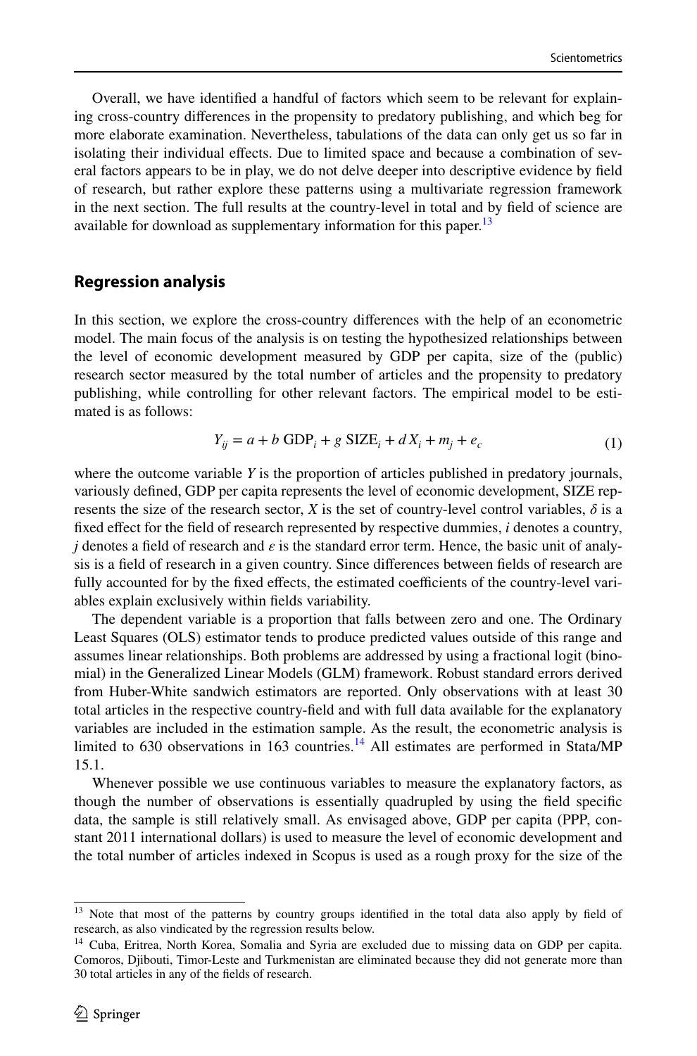Overall, we have identified a handful of factors which seem to be relevant for explaining cross-country differences in the propensity to predatory publishing, and which beg for more elaborate examination. Nevertheless, tabulations of the data can only get us so far in isolating their individual effects. Due to limited space and because a combination of several factors appears to be in play, we do not delve deeper into descriptive evidence by field of research, but rather explore these patterns using a multivariate regression framework in the next section. The full results at the country-level in total and by field of science are available for download as supplementary information for this paper.[13]

## Regression analysis

In this section, we explore the cross-country differences with the help of an econometric model. The main focus of the analysis is on testing the hypothesized relationships between the level of economic development measured by GDP per capita, size of the (public) research sector measured by the total number of articles and the propensity to predatory publishing, while controlling for other relevant factors. The empirical model to be estimated is as follows:

$$Y_{ij} = a + b\ \mathrm{GDP}_i + g\ \mathrm{SIZE}_i + d\,X_i + m_j + e_c \tag{1}$$

where the outcome variable $Y$ is the proportion of articles published in predatory journals, variously defined, GDP per capita represents the level of economic development, SIZE represents the size of the research sector, $X$ is the set of country-level control variables, $\delta$ is a fixed effect for the field of research represented by respective dummies, $i$ denotes a country, $j$ denotes a field of research and $\varepsilon$ is the standard error term. Hence, the basic unit of analysis is a field of research in a given country. Since differences between fields of research are fully accounted for by the fixed effects, the estimated coefficients of the country-level variables explain exclusively within fields variability.

The dependent variable is a proportion that falls between zero and one. The Ordinary Least Squares (OLS) estimator tends to produce predicted values outside of this range and assumes linear relationships. Both problems are addressed by using a fractional logit (binomial) in the Generalized Linear Models (GLM) framework. Robust standard errors derived from Huber-White sandwich estimators are reported. Only observations with at least 30 total articles in the respective country-field and with full data available for the explanatory variables are included in the estimation sample. As the result, the econometric analysis is limited to 630 observations in 163 countries.[14] All estimates are performed in Stata/MP 15.1.

Whenever possible we use continuous variables to measure the explanatory factors, as though the number of observations is essentially quadrupled by using the field specific data, the sample is still relatively small. As envisaged above, GDP per capita (PPP, constant 2011 international dollars) is used to measure the level of economic development and the total number of articles indexed in Scopus is used as a rough proxy for the size of the

---

[13] Note that most of the patterns by country groups identified in the total data also apply by field of research, as also vindicated by the regression results below.

[14] Cuba, Eritrea, North Korea, Somalia and Syria are excluded due to missing data on GDP per capita. Comoros, Djibouti, Timor-Leste and Turkmenistan are eliminated because they did not generate more than 30 total articles in any of the fields of research.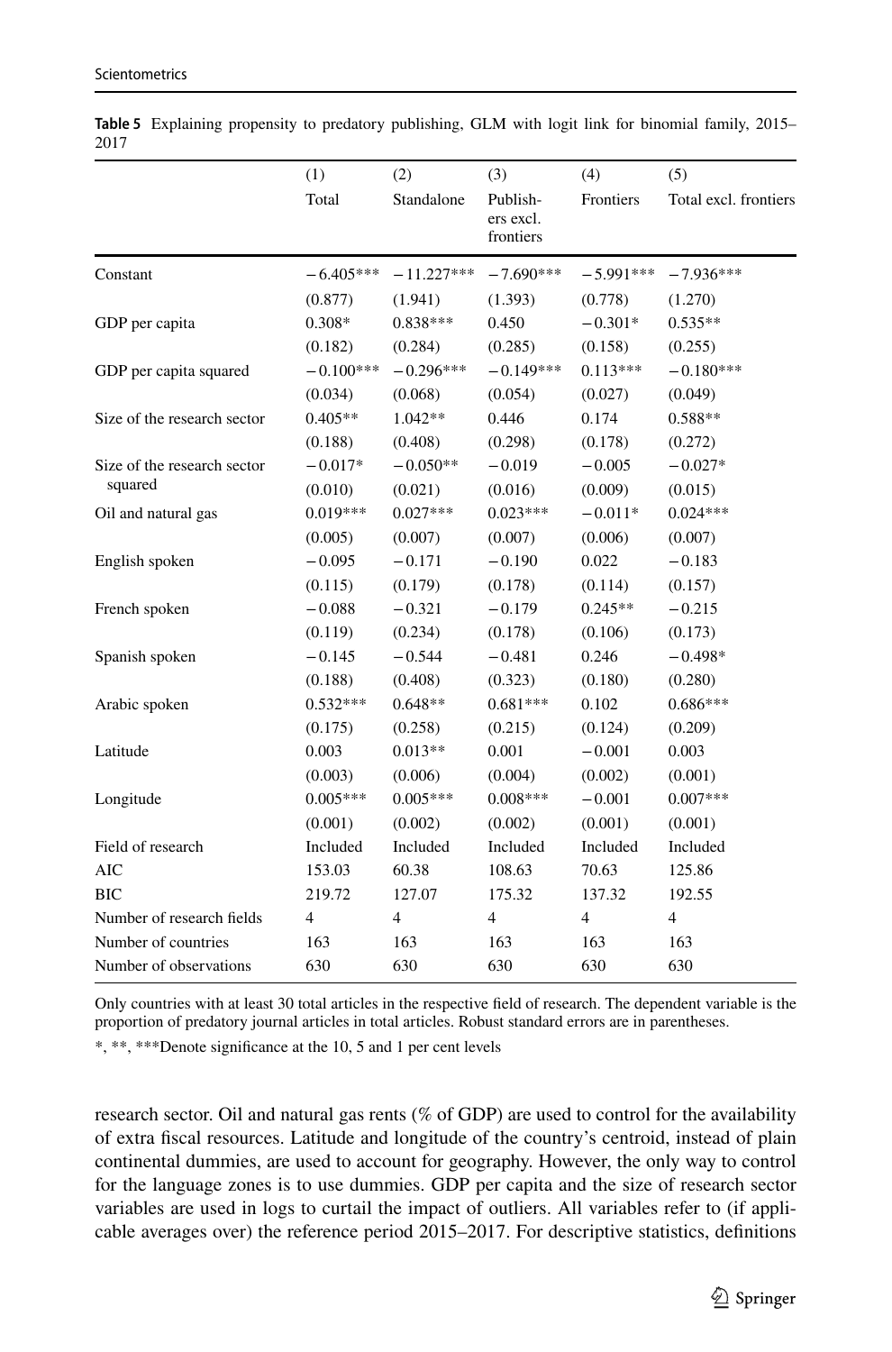**Table 5** Explaining propensity to predatory publishing, GLM with logit link for binomial family, 2015–2017

| | (1) Total | (2) Standalone | (3) Publishers excl. frontiers | (4) Frontiers | (5) Total excl. frontiers |
|---|---|---|---|---|---|
| Constant | −6.405*** | −11.227*** | −7.690*** | −5.991*** | −7.936*** |
| | (0.877) | (1.941) | (1.393) | (0.778) | (1.270) |
| GDP per capita | 0.308* | 0.838*** | 0.450 | −0.301* | 0.535** |
| | (0.182) | (0.284) | (0.285) | (0.158) | (0.255) |
| GDP per capita squared | −0.100*** | −0.296*** | −0.149*** | 0.113*** | −0.180*** |
| | (0.034) | (0.068) | (0.054) | (0.027) | (0.049) |
| Size of the research sector | 0.405** | 1.042** | 0.446 | 0.174 | 0.588** |
| | (0.188) | (0.408) | (0.298) | (0.178) | (0.272) |
| Size of the research sector squared | −0.017* | −0.050** | −0.019 | −0.005 | −0.027* |
| | (0.010) | (0.021) | (0.016) | (0.009) | (0.015) |
| Oil and natural gas | 0.019*** | 0.027*** | 0.023*** | −0.011* | 0.024*** |
| | (0.005) | (0.007) | (0.007) | (0.006) | (0.007) |
| English spoken | −0.095 | −0.171 | −0.190 | 0.022 | −0.183 |
| | (0.115) | (0.179) | (0.178) | (0.114) | (0.157) |
| French spoken | −0.088 | −0.321 | −0.179 | 0.245** | −0.215 |
| | (0.119) | (0.234) | (0.178) | (0.106) | (0.173) |
| Spanish spoken | −0.145 | −0.544 | −0.481 | 0.246 | −0.498* |
| | (0.188) | (0.408) | (0.323) | (0.180) | (0.280) |
| Arabic spoken | 0.532*** | 0.648** | 0.681*** | 0.102 | 0.686*** |
| | (0.175) | (0.258) | (0.215) | (0.124) | (0.209) |
| Latitude | 0.003 | 0.013** | 0.001 | −0.001 | 0.003 |
| | (0.003) | (0.006) | (0.004) | (0.002) | (0.001) |
| Longitude | 0.005*** | 0.005*** | 0.008*** | −0.001 | 0.007*** |
| | (0.001) | (0.002) | (0.002) | (0.001) | (0.001) |
| Field of research | Included | Included | Included | Included | Included |
| AIC | 153.03 | 60.38 | 108.63 | 70.63 | 125.86 |
| BIC | 219.72 | 127.07 | 175.32 | 137.32 | 192.55 |
| Number of research fields | 4 | 4 | 4 | 4 | 4 |
| Number of countries | 163 | 163 | 163 | 163 | 163 |
| Number of observations | 630 | 630 | 630 | 630 | 630 |

Only countries with at least 30 total articles in the respective field of research. The dependent variable is the proportion of predatory journal articles in total articles. Robust standard errors are in parentheses.

*, **, ***Denote significance at the 10, 5 and 1 per cent levels

research sector. Oil and natural gas rents (% of GDP) are used to control for the availability of extra fiscal resources. Latitude and longitude of the country's centroid, instead of plain continental dummies, are used to account for geography. However, the only way to control for the language zones is to use dummies. GDP per capita and the size of research sector variables are used in logs to curtail the impact of outliers. All variables refer to (if applicable averages over) the reference period 2015–2017. For descriptive statistics, definitions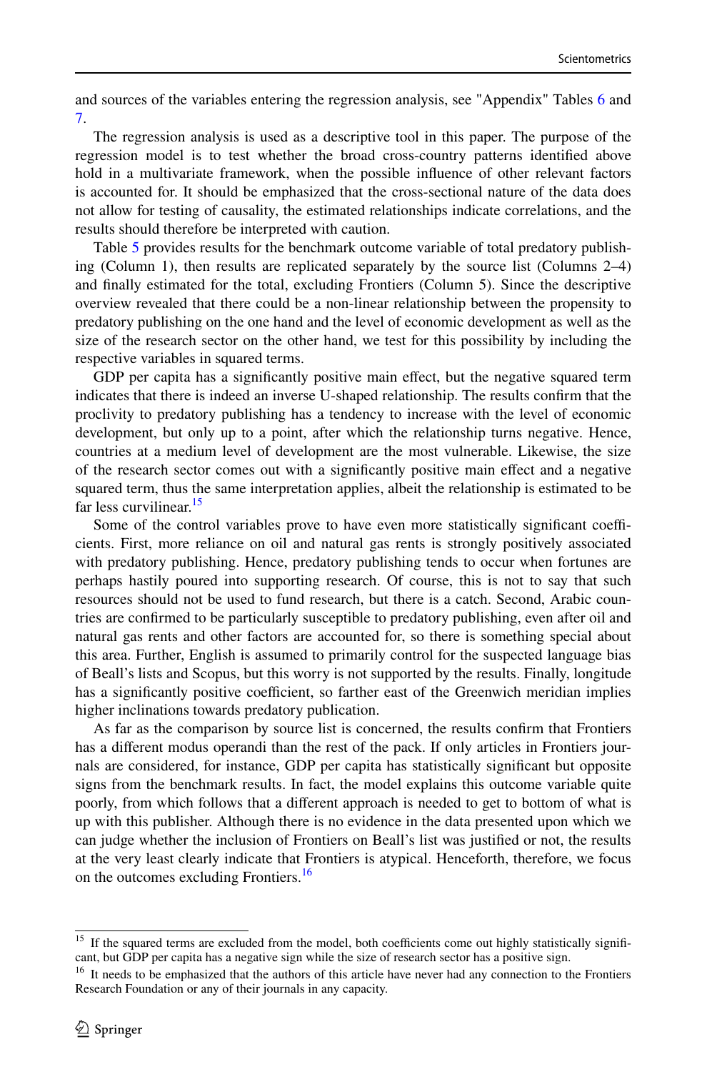and sources of the variables entering the regression analysis, see "Appendix" Tables 6 and 7.

The regression analysis is used as a descriptive tool in this paper. The purpose of the regression model is to test whether the broad cross-country patterns identified above hold in a multivariate framework, when the possible influence of other relevant factors is accounted for. It should be emphasized that the cross-sectional nature of the data does not allow for testing of causality, the estimated relationships indicate correlations, and the results should therefore be interpreted with caution.

Table 5 provides results for the benchmark outcome variable of total predatory publishing (Column 1), then results are replicated separately by the source list (Columns 2–4) and finally estimated for the total, excluding Frontiers (Column 5). Since the descriptive overview revealed that there could be a non-linear relationship between the propensity to predatory publishing on the one hand and the level of economic development as well as the size of the research sector on the other hand, we test for this possibility by including the respective variables in squared terms.

GDP per capita has a significantly positive main effect, but the negative squared term indicates that there is indeed an inverse U-shaped relationship. The results confirm that the proclivity to predatory publishing has a tendency to increase with the level of economic development, but only up to a point, after which the relationship turns negative. Hence, countries at a medium level of development are the most vulnerable. Likewise, the size of the research sector comes out with a significantly positive main effect and a negative squared term, thus the same interpretation applies, albeit the relationship is estimated to be far less curvilinear.[15]

Some of the control variables prove to have even more statistically significant coefficients. First, more reliance on oil and natural gas rents is strongly positively associated with predatory publishing. Hence, predatory publishing tends to occur when fortunes are perhaps hastily poured into supporting research. Of course, this is not to say that such resources should not be used to fund research, but there is a catch. Second, Arabic countries are confirmed to be particularly susceptible to predatory publishing, even after oil and natural gas rents and other factors are accounted for, so there is something special about this area. Further, English is assumed to primarily control for the suspected language bias of Beall's lists and Scopus, but this worry is not supported by the results. Finally, longitude has a significantly positive coefficient, so farther east of the Greenwich meridian implies higher inclinations towards predatory publication.

As far as the comparison by source list is concerned, the results confirm that Frontiers has a different modus operandi than the rest of the pack. If only articles in Frontiers journals are considered, for instance, GDP per capita has statistically significant but opposite signs from the benchmark results. In fact, the model explains this outcome variable quite poorly, from which follows that a different approach is needed to get to bottom of what is up with this publisher. Although there is no evidence in the data presented upon which we can judge whether the inclusion of Frontiers on Beall's list was justified or not, the results at the very least clearly indicate that Frontiers is atypical. Henceforth, therefore, we focus on the outcomes excluding Frontiers.[16]

---

[15] If the squared terms are excluded from the model, both coefficients come out highly statistically significant, but GDP per capita has a negative sign while the size of research sector has a positive sign.

[16] It needs to be emphasized that the authors of this article have never had any connection to the Frontiers Research Foundation or any of their journals in any capacity.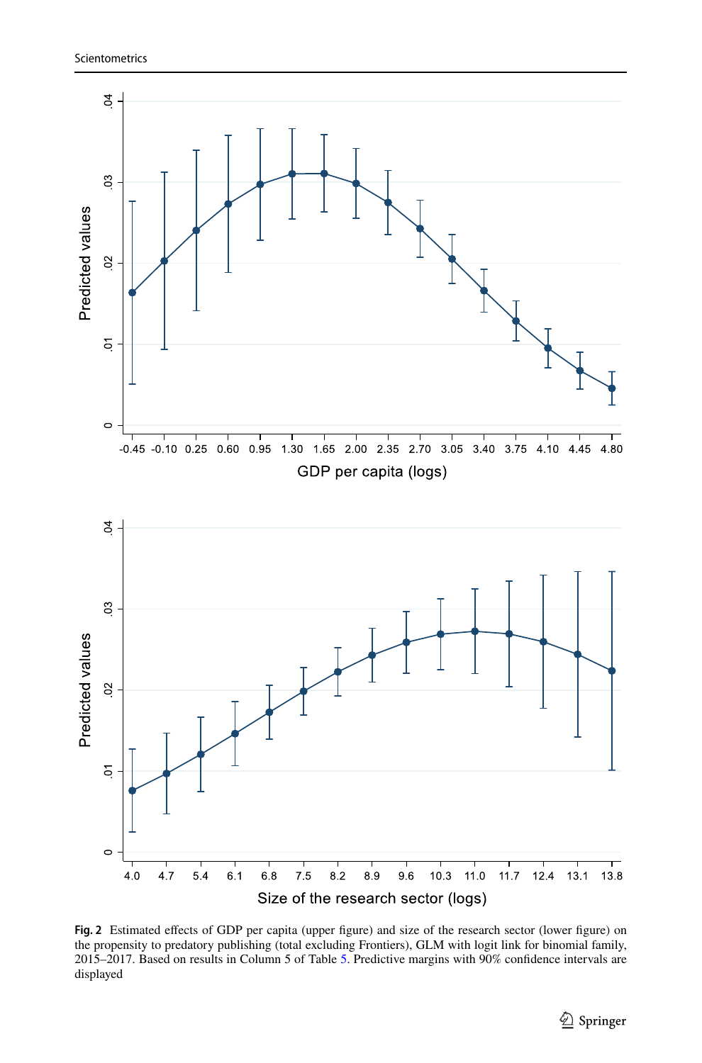**Fig. 2** Estimated effects of GDP per capita (upper figure) and size of the research sector (lower figure) on the propensity to predatory publishing (total excluding Frontiers), GLM with logit link for binomial family, 2015–2017. Based on results in Column 5 of Table 5. Predictive margins with 90% confidence intervals are displayed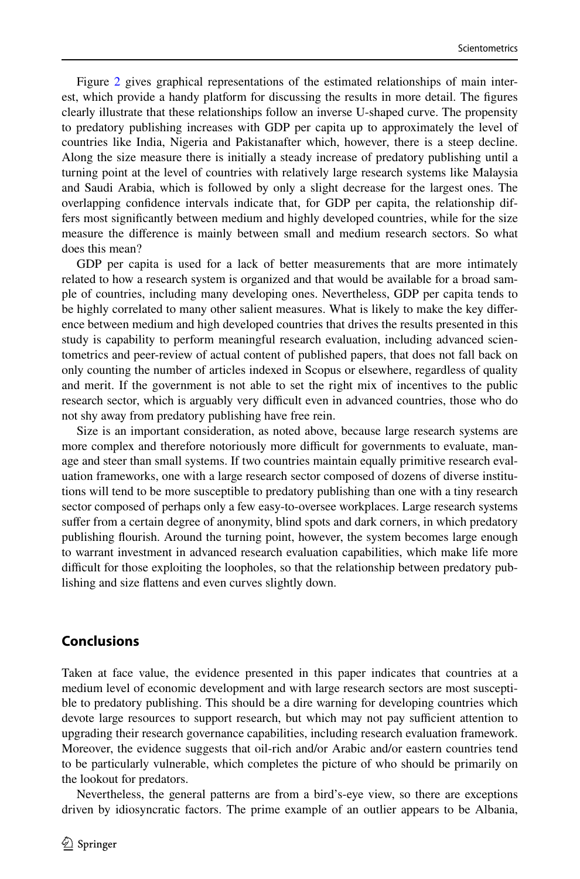Figure 2 gives graphical representations of the estimated relationships of main interest, which provide a handy platform for discussing the results in more detail. The figures clearly illustrate that these relationships follow an inverse U-shaped curve. The propensity to predatory publishing increases with GDP per capita up to approximately the level of countries like India, Nigeria and Pakistanafter which, however, there is a steep decline. Along the size measure there is initially a steady increase of predatory publishing until a turning point at the level of countries with relatively large research systems like Malaysia and Saudi Arabia, which is followed by only a slight decrease for the largest ones. The overlapping confidence intervals indicate that, for GDP per capita, the relationship differs most significantly between medium and highly developed countries, while for the size measure the difference is mainly between small and medium research sectors. So what does this mean?

GDP per capita is used for a lack of better measurements that are more intimately related to how a research system is organized and that would be available for a broad sample of countries, including many developing ones. Nevertheless, GDP per capita tends to be highly correlated to many other salient measures. What is likely to make the key difference between medium and high developed countries that drives the results presented in this study is capability to perform meaningful research evaluation, including advanced scientometrics and peer-review of actual content of published papers, that does not fall back on only counting the number of articles indexed in Scopus or elsewhere, regardless of quality and merit. If the government is not able to set the right mix of incentives to the public research sector, which is arguably very difficult even in advanced countries, those who do not shy away from predatory publishing have free rein.

Size is an important consideration, as noted above, because large research systems are more complex and therefore notoriously more difficult for governments to evaluate, manage and steer than small systems. If two countries maintain equally primitive research evaluation frameworks, one with a large research sector composed of dozens of diverse institutions will tend to be more susceptible to predatory publishing than one with a tiny research sector composed of perhaps only a few easy-to-oversee workplaces. Large research systems suffer from a certain degree of anonymity, blind spots and dark corners, in which predatory publishing flourish. Around the turning point, however, the system becomes large enough to warrant investment in advanced research evaluation capabilities, which make life more difficult for those exploiting the loopholes, so that the relationship between predatory publishing and size flattens and even curves slightly down.

## Conclusions

Taken at face value, the evidence presented in this paper indicates that countries at a medium level of economic development and with large research sectors are most susceptible to predatory publishing. This should be a dire warning for developing countries which devote large resources to support research, but which may not pay sufficient attention to upgrading their research governance capabilities, including research evaluation framework. Moreover, the evidence suggests that oil-rich and/or Arabic and/or eastern countries tend to be particularly vulnerable, which completes the picture of who should be primarily on the lookout for predators.

Nevertheless, the general patterns are from a bird's-eye view, so there are exceptions driven by idiosyncratic factors. The prime example of an outlier appears to be Albania,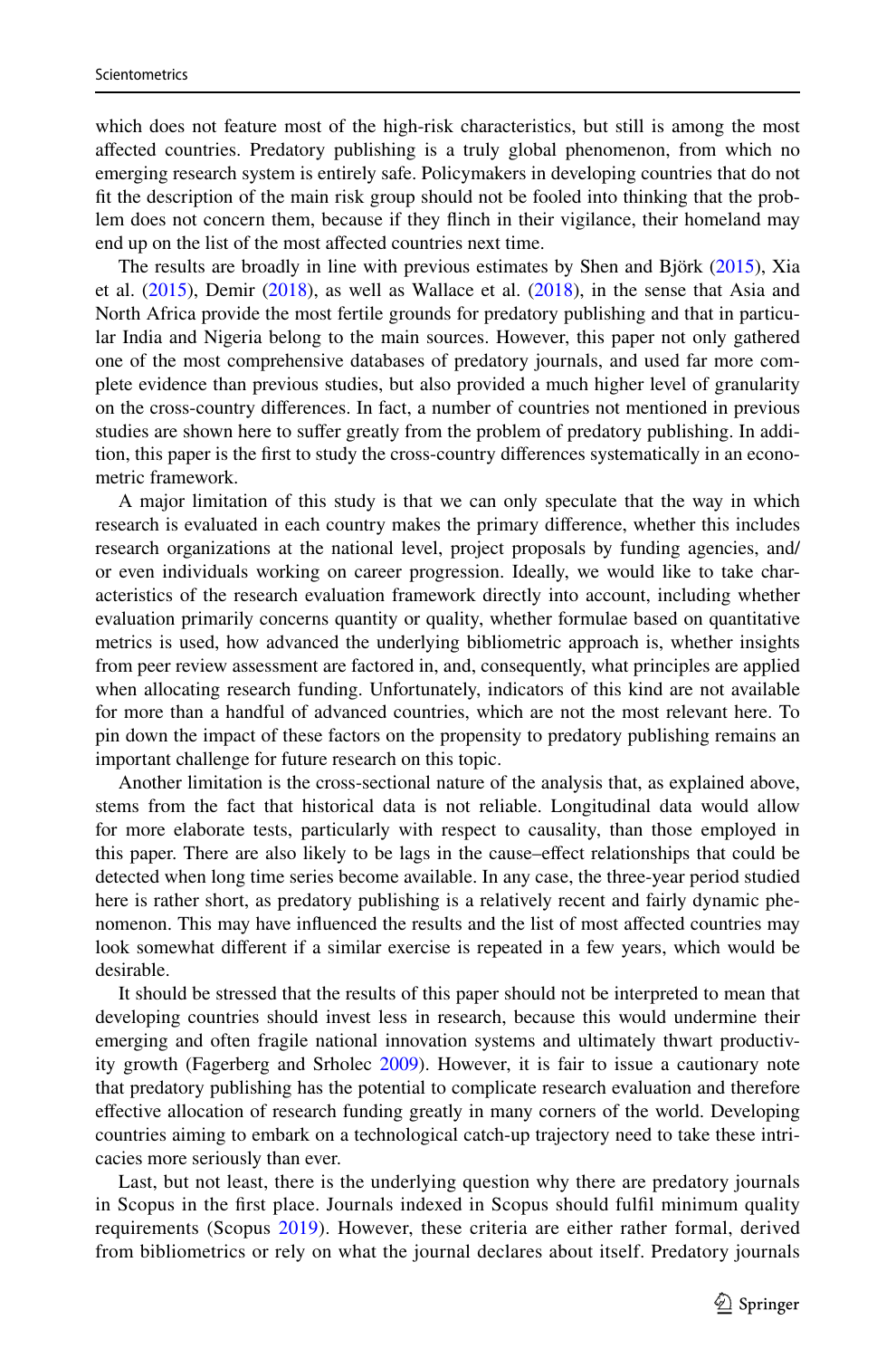which does not feature most of the high-risk characteristics, but still is among the most affected countries. Predatory publishing is a truly global phenomenon, from which no emerging research system is entirely safe. Policymakers in developing countries that do not fit the description of the main risk group should not be fooled into thinking that the problem does not concern them, because if they flinch in their vigilance, their homeland may end up on the list of the most affected countries next time.

The results are broadly in line with previous estimates by Shen and Björk (2015), Xia et al. (2015), Demir (2018), as well as Wallace et al. (2018), in the sense that Asia and North Africa provide the most fertile grounds for predatory publishing and that in particular India and Nigeria belong to the main sources. However, this paper not only gathered one of the most comprehensive databases of predatory journals, and used far more complete evidence than previous studies, but also provided a much higher level of granularity on the cross-country differences. In fact, a number of countries not mentioned in previous studies are shown here to suffer greatly from the problem of predatory publishing. In addition, this paper is the first to study the cross-country differences systematically in an econometric framework.

A major limitation of this study is that we can only speculate that the way in which research is evaluated in each country makes the primary difference, whether this includes research organizations at the national level, project proposals by funding agencies, and/or even individuals working on career progression. Ideally, we would like to take characteristics of the research evaluation framework directly into account, including whether evaluation primarily concerns quantity or quality, whether formulae based on quantitative metrics is used, how advanced the underlying bibliometric approach is, whether insights from peer review assessment are factored in, and, consequently, what principles are applied when allocating research funding. Unfortunately, indicators of this kind are not available for more than a handful of advanced countries, which are not the most relevant here. To pin down the impact of these factors on the propensity to predatory publishing remains an important challenge for future research on this topic.

Another limitation is the cross-sectional nature of the analysis that, as explained above, stems from the fact that historical data is not reliable. Longitudinal data would allow for more elaborate tests, particularly with respect to causality, than those employed in this paper. There are also likely to be lags in the cause–effect relationships that could be detected when long time series become available. In any case, the three-year period studied here is rather short, as predatory publishing is a relatively recent and fairly dynamic phenomenon. This may have influenced the results and the list of most affected countries may look somewhat different if a similar exercise is repeated in a few years, which would be desirable.

It should be stressed that the results of this paper should not be interpreted to mean that developing countries should invest less in research, because this would undermine their emerging and often fragile national innovation systems and ultimately thwart productivity growth (Fagerberg and Srholec 2009). However, it is fair to issue a cautionary note that predatory publishing has the potential to complicate research evaluation and therefore effective allocation of research funding greatly in many corners of the world. Developing countries aiming to embark on a technological catch-up trajectory need to take these intricacies more seriously than ever.

Last, but not least, there is the underlying question why there are predatory journals in Scopus in the first place. Journals indexed in Scopus should fulfil minimum quality requirements (Scopus 2019). However, these criteria are either rather formal, derived from bibliometrics or rely on what the journal declares about itself. Predatory journals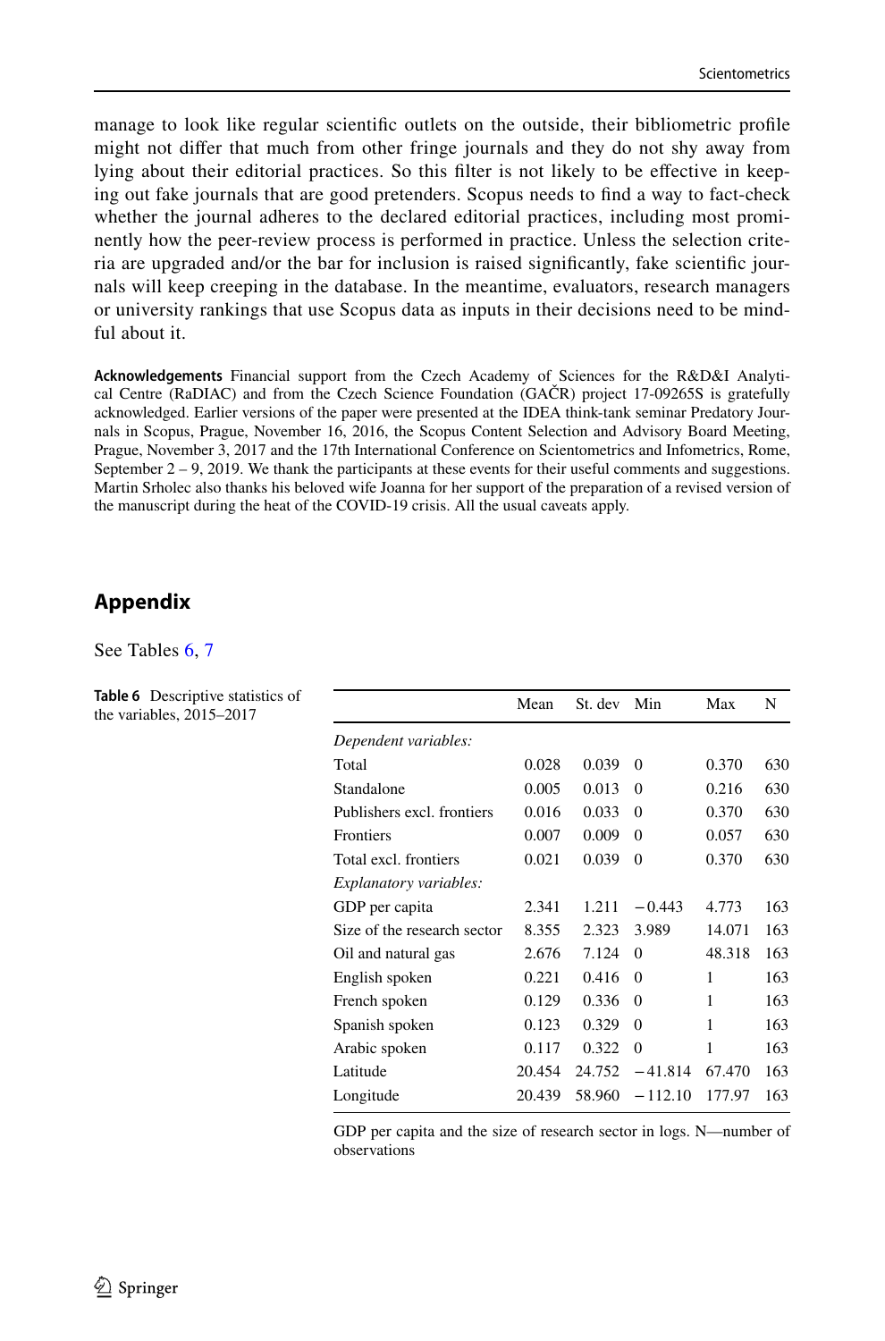manage to look like regular scientific outlets on the outside, their bibliometric profile might not differ that much from other fringe journals and they do not shy away from lying about their editorial practices. So this filter is not likely to be effective in keeping out fake journals that are good pretenders. Scopus needs to find a way to fact-check whether the journal adheres to the declared editorial practices, including most prominently how the peer-review process is performed in practice. Unless the selection criteria are upgraded and/or the bar for inclusion is raised significantly, fake scientific journals will keep creeping in the database. In the meantime, evaluators, research managers or university rankings that use Scopus data as inputs in their decisions need to be mindful about it.

**Acknowledgements** Financial support from the Czech Academy of Sciences for the R&D&I Analytical Centre (RaDIAC) and from the Czech Science Foundation (GAČR) project 17-09265S is gratefully acknowledged. Earlier versions of the paper were presented at the IDEA think-tank seminar Predatory Journals in Scopus, Prague, November 16, 2016, the Scopus Content Selection and Advisory Board Meeting, Prague, November 3, 2017 and the 17th International Conference on Scientometrics and Infometrics, Rome, September 2 – 9, 2019. We thank the participants at these events for their useful comments and suggestions. Martin Srholec also thanks his beloved wife Joanna for her support of the preparation of a revised version of the manuscript during the heat of the COVID-19 crisis. All the usual caveats apply.

## Appendix

See Tables 6, 7

**Table 6** Descriptive statistics of the variables, 2015–2017

| | Mean | St. dev | Min | Max | N |
|---|---|---|---|---|---|
| *Dependent variables:* | | | | | |
| Total | 0.028 | 0.039 | 0 | 0.370 | 630 |
| Standalone | 0.005 | 0.013 | 0 | 0.216 | 630 |
| Publishers excl. frontiers | 0.016 | 0.033 | 0 | 0.370 | 630 |
| Frontiers | 0.007 | 0.009 | 0 | 0.057 | 630 |
| Total excl. frontiers | 0.021 | 0.039 | 0 | 0.370 | 630 |
| *Explanatory variables:* | | | | | |
| GDP per capita | 2.341 | 1.211 | −0.443 | 4.773 | 163 |
| Size of the research sector | 8.355 | 2.323 | 3.989 | 14.071 | 163 |
| Oil and natural gas | 2.676 | 7.124 | 0 | 48.318 | 163 |
| English spoken | 0.221 | 0.416 | 0 | 1 | 163 |
| French spoken | 0.129 | 0.336 | 0 | 1 | 163 |
| Spanish spoken | 0.123 | 0.329 | 0 | 1 | 163 |
| Arabic spoken | 0.117 | 0.322 | 0 | 1 | 163 |
| Latitude | 20.454 | 24.752 | −41.814 | 67.470 | 163 |
| Longitude | 20.439 | 58.960 | −112.10 | 177.97 | 163 |

GDP per capita and the size of research sector in logs. N—number of observations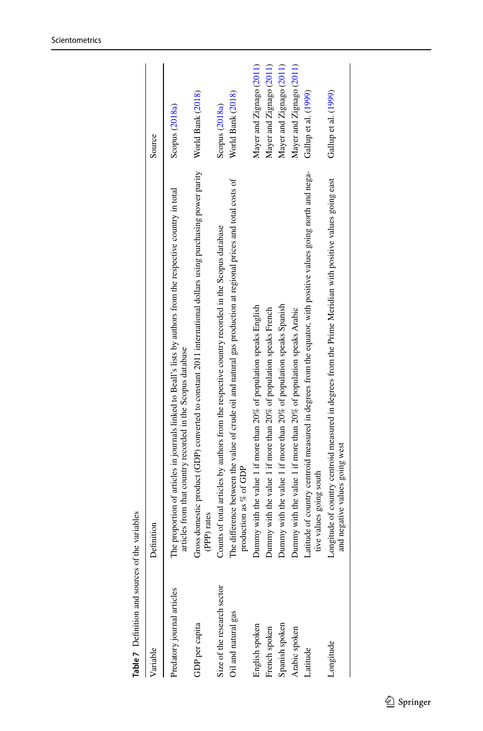**Table 7** Definition and sources of the variables

| Variable | Definition | Source |
|---|---|---|
| Predatory journal articles | The proportion of articles in journals linked to Beall's lists by authors from the respective country in total articles from that country recorded in the Scopus database | Scopus (2018a) |
| GDP per capita | Gross domestic product (GDP) converted to constant 2011 international dollars using purchasing power parity (PPP) rates | World Bank (2018) |
| Size of the research sector | Counts of total articles by authors from the respective country recorded in the Scopus database | Scopus (2018a) |
| Oil and natural gas | The difference between the value of crude oil and natural gas production at regional prices and total costs of production as % of GDP | World Bank (2018) |
| English spoken | Dummy with the value 1 if more than 20% of population speaks English | Mayer and Zignago (2011) |
| French spoken | Dummy with the value 1 if more than 20% of population speaks French | Mayer and Zignago (2011) |
| Spanish spoken | Dummy with the value 1 if more than 20% of population speaks Spanish | Mayer and Zignago (2011) |
| Arabic spoken | Dummy with the value 1 if more than 20% of population speaks Arabic | Mayer and Zignago (2011) |
| Latitude | Latitude of country centroid measured in degrees from the equator, with positive values going north and negative values going south | Gallup et al. (1999) |
| Longitude | Longitude of country centroid measured in degrees from the Prime Meridian with positive values going east and negative values going west | Gallup et al. (1999) |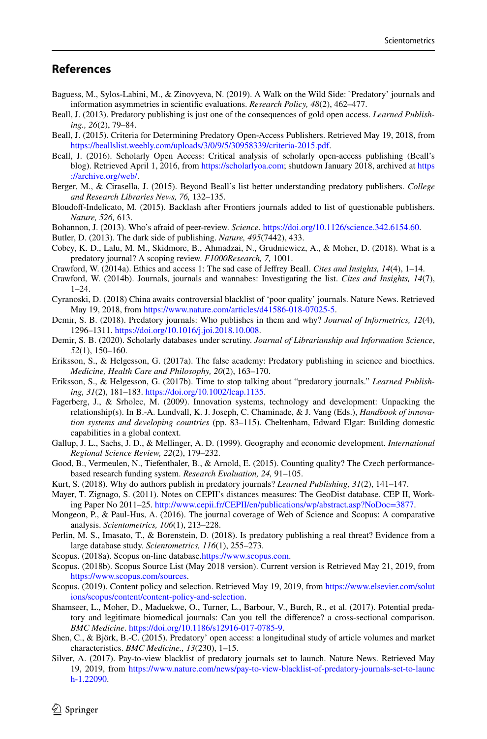## References

Baguess, M., Sylos-Labini, M., & Zinovyeva, N. (2019). A Walk on the Wild Side: `Predatory' journals and information asymmetries in scientific evaluations. *Research Policy, 48*(2), 462–477.

Beall, J. (2013). Predatory publishing is just one of the consequences of gold open access. *Learned Publishing., 26*(2), 79–84.

Beall, J. (2015). Criteria for Determining Predatory Open-Access Publishers. Retrieved May 19, 2018, from https://beallslist.weebly.com/uploads/3/0/9/5/30958339/criteria-2015.pdf.

Beall, J. (2016). Scholarly Open Access: Critical analysis of scholarly open-access publishing (Beall's blog). Retrieved April 1, 2016, from https://scholarlyoa.com; shutdown January 2018, archived at https://archive.org/web/.

Berger, M., & Cirasella, J. (2015). Beyond Beall's list better understanding predatory publishers. *College and Research Libraries News, 76,* 132–135.

Bloudoff-Indelicato, M. (2015). Backlash after Frontiers journals added to list of questionable publishers. *Nature, 526,* 613.

Bohannon, J. (2013). Who's afraid of peer-review. *Science*. https://doi.org/10.1126/science.342.6154.60.

Butler, D. (2013). The dark side of publishing. *Nature, 495*(7442), 433.

Cobey, K. D., Lalu, M. M., Skidmore, B., Ahmadzai, N., Grudniewicz, A., & Moher, D. (2018). What is a predatory journal? A scoping review. *F1000Research, 7,* 1001.

Crawford, W. (2014a). Ethics and access 1: The sad case of Jeffrey Beall. *Cites and Insights, 14*(4), 1–14.

Crawford, W. (2014b). Journals, journals and wannabes: Investigating the list. *Cites and Insights, 14*(7), 1–24.

Cyranoski, D. (2018) China awaits controversial blacklist of 'poor quality' journals. Nature News. Retrieved May 19, 2018, from https://www.nature.com/articles/d41586-018-07025-5.

Demir, S. B. (2018). Predatory journals: Who publishes in them and why? *Journal of Informetrics, 12*(4), 1296–1311. https://doi.org/10.1016/j.joi.2018.10.008.

Demir, S. B. (2020). Scholarly databases under scrutiny. *Journal of Librarianship and Information Science*, *52*(1), 150–160.

Eriksson, S., & Helgesson, G. (2017a). The false academy: Predatory publishing in science and bioethics. *Medicine, Health Care and Philosophy, 20*(2), 163–170.

Eriksson, S., & Helgesson, G. (2017b). Time to stop talking about "predatory journals." *Learned Publishing, 31*(2), 181–183. https://doi.org/10.1002/leap.1135.

Fagerberg, J., & Srholec, M. (2009). Innovation systems, technology and development: Unpacking the relationship(s). In B.-A. Lundvall, K. J. Joseph, C. Chaminade, & J. Vang (Eds.), *Handbook of innovation systems and developing countries* (pp. 83–115). Cheltenham, Edward Elgar: Building domestic capabilities in a global context.

Gallup, J. L., Sachs, J. D., & Mellinger, A. D. (1999). Geography and economic development. *International Regional Science Review, 22*(2), 179–232.

Good, B., Vermeulen, N., Tiefenthaler, B., & Arnold, E. (2015). Counting quality? The Czech performance-based research funding system. *Research Evaluation, 24,* 91–105.

Kurt, S. (2018). Why do authors publish in predatory journals? *Learned Publishing, 31*(2), 141–147.

Mayer, T. Zignago, S. (2011). Notes on CEPII's distances measures: The GeoDist database. CEP II, Working Paper No 2011–25. http://www.cepii.fr/CEPII/en/publications/wp/abstract.asp?NoDoc=3877.

Mongeon, P., & Paul-Hus, A. (2016). The journal coverage of Web of Science and Scopus: A comparative analysis. *Scientometrics, 106*(1), 213–228.

Perlin, M. S., Imasato, T., & Borenstein, D. (2018). Is predatory publishing a real threat? Evidence from a large database study. *Scientometrics, 116*(1), 255–273.

Scopus. (2018a). Scopus on-line database.https://www.scopus.com.

Scopus. (2018b). Scopus Source List (May 2018 version). Current version is Retrieved May 21, 2019, from https://www.scopus.com/sources.

Scopus. (2019). Content policy and selection. Retrieved May 19, 2019, from https://www.elsevier.com/solutions/scopus/content/content-policy-and-selection.

Shamseer, L., Moher, D., Maduekwe, O., Turner, L., Barbour, V., Burch, R., et al. (2017). Potential predatory and legitimate biomedical journals: Can you tell the difference? a cross-sectional comparison. *BMC Medicine*. https://doi.org/10.1186/s12916-017-0785-9.

Shen, C., & Björk, B.-C. (2015). Predatory' open access: a longitudinal study of article volumes and market characteristics. *BMC Medicine., 13*(230), 1–15.

Silver, A. (2017). Pay-to-view blacklist of predatory journals set to launch. Nature News. Retrieved May 19, 2019, from https://www.nature.com/news/pay-to-view-blacklist-of-predatory-journals-set-to-launch-1.22090.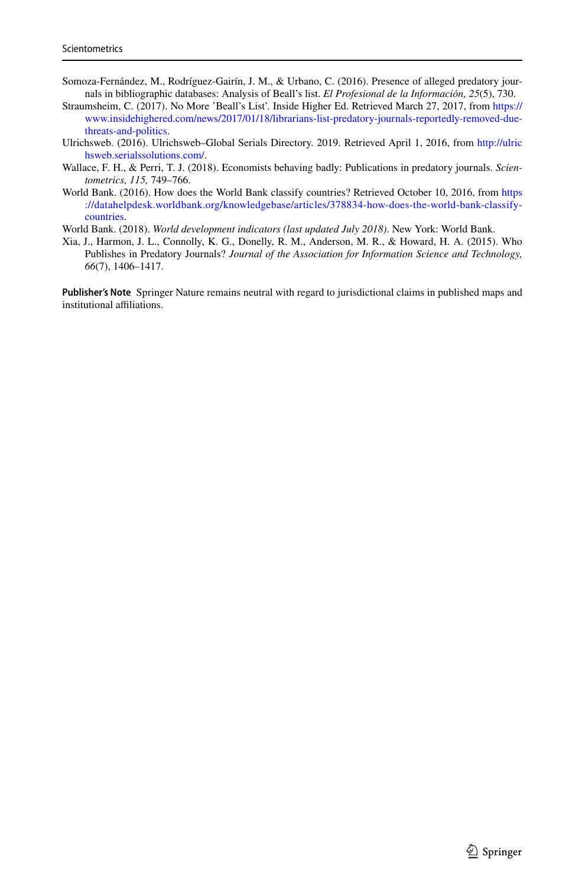Somoza-Fernández, M., Rodríguez-Gairín, J. M., & Urbano, C. (2016). Presence of alleged predatory journals in bibliographic databases: Analysis of Beall's list. *El Profesional de la Información, 25*(5), 730.

Straumsheim, C. (2017). No More 'Beall's List'. Inside Higher Ed. Retrieved March 27, 2017, from https://www.insidehighered.com/news/2017/01/18/librarians-list-predatory-journals-reportedly-removed-due-threats-and-politics.

Ulrichsweb. (2016). Ulrichsweb–Global Serials Directory. 2019. Retrieved April 1, 2016, from http://ulrichsweb.serialssolutions.com/.

Wallace, F. H., & Perri, T. J. (2018). Economists behaving badly: Publications in predatory journals. *Scientometrics, 115,* 749–766.

World Bank. (2016). How does the World Bank classify countries? Retrieved October 10, 2016, from https://datahelpdesk.worldbank.org/knowledgebase/articles/378834-how-does-the-world-bank-classify-countries.

World Bank. (2018). *World development indicators (last updated July 2018)*. New York: World Bank.

Xia, J., Harmon, J. L., Connolly, K. G., Donelly, R. M., Anderson, M. R., & Howard, H. A. (2015). Who Publishes in Predatory Journals? *Journal of the Association for Information Science and Technology, 66*(7), 1406–1417.

**Publisher's Note** Springer Nature remains neutral with regard to jurisdictional claims in published maps and institutional affiliations.